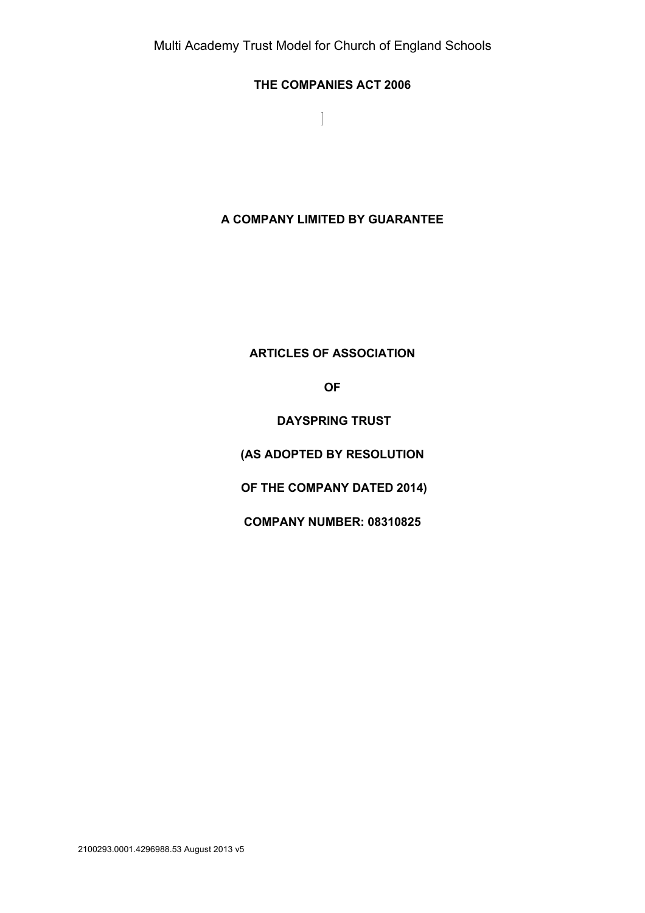Multi Academy Trust Model for Church of England Schools

**THE COMPANIES ACT 2006**

**A COMPANY LIMITED BY GUARANTEE**

**ARTICLES OF ASSOCIATION**

**OF**

**DAYSPRING TRUST**

**(AS ADOPTED BY RESOLUTION**

**OF THE COMPANY DATED 2014)**

**COMPANY NUMBER: 08310825**

2100293.0001.4296988.53 August 2013 v5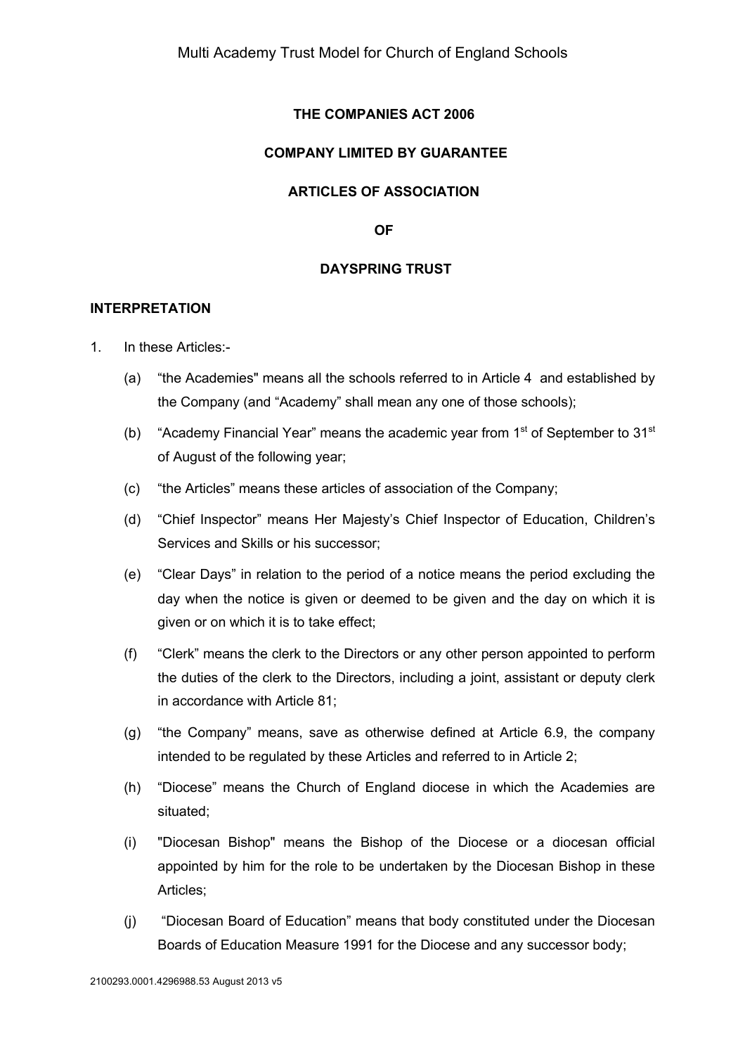**THE COMPANIES ACT 2006**

**COMPANY LIMITED BY GUARANTEE**

**ARTICLES OF ASSOCIATION**

**OF**

**DAYSPRING TRUST**

**INTERPRETATION**

1. In these Articles:-

   (a) "the Academies" means all the schools referred to in Article 4 and established by the Company (and "Academy" shall mean any one of those schools);

   (b) "Academy Financial Year" means the academic year from 1st of September to 31st of August of the following year;

   (c) "the Articles" means these articles of association of the Company;

   (d) "Chief Inspector" means Her Majesty's Chief Inspector of Education, Children's Services and Skills or his successor;

   (e) "Clear Days" in relation to the period of a notice means the period excluding the day when the notice is given or deemed to be given and the day on which it is given or on which it is to take effect;

   (f) "Clerk" means the clerk to the Directors or any other person appointed to perform the duties of the clerk to the Directors, including a joint, assistant or deputy clerk in accordance with Article 81;

   (g) "the Company" means, save as otherwise defined at Article 6.9, the company intended to be regulated by these Articles and referred to in Article 2;

   (h) "Diocese" means the Church of England diocese in which the Academies are situated;

   (i) "Diocesan Bishop" means the Bishop of the Diocese or a diocesan official appointed by him for the role to be undertaken by the Diocesan Bishop in these Articles;

   (j) "Diocesan Board of Education" means that body constituted under the Diocesan Boards of Education Measure 1991 for the Diocese and any successor body;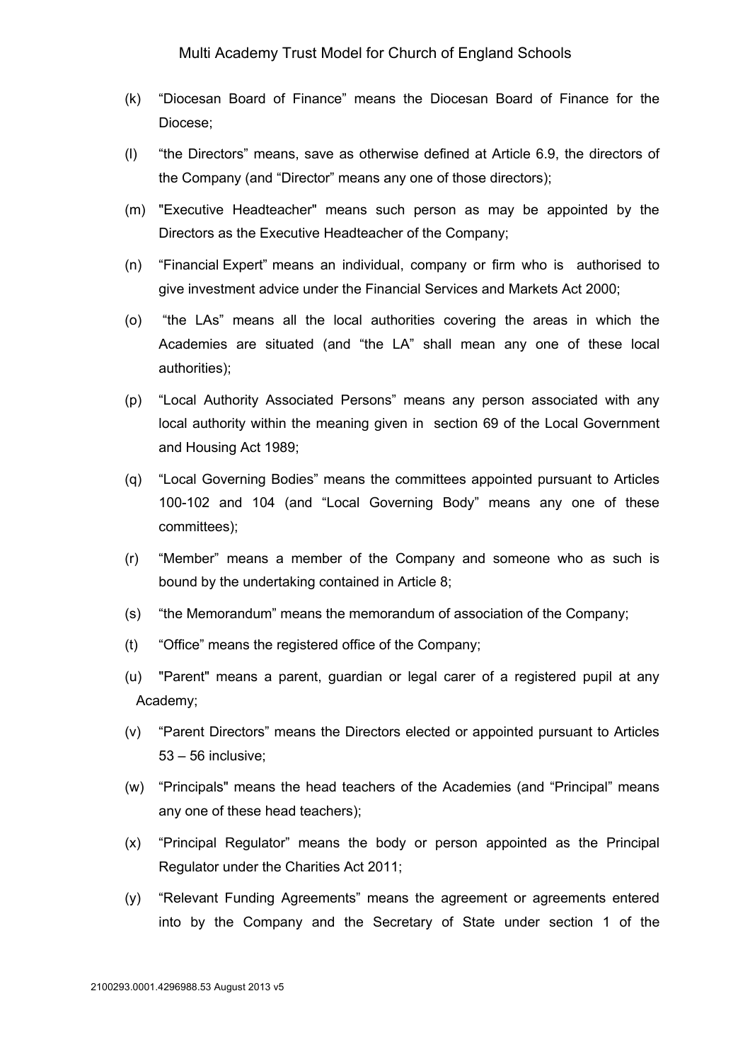(k) "Diocesan Board of Finance" means the Diocesan Board of Finance for the Diocese;

(l) "the Directors" means, save as otherwise defined at Article 6.9, the directors of the Company (and "Director" means any one of those directors);

(m) "Executive Headteacher" means such person as may be appointed by the Directors as the Executive Headteacher of the Company;

(n) "Financial Expert" means an individual, company or firm who is authorised to give investment advice under the Financial Services and Markets Act 2000;

(o) "the LAs" means all the local authorities covering the areas in which the Academies are situated (and "the LA" shall mean any one of these local authorities);

(p) "Local Authority Associated Persons" means any person associated with any local authority within the meaning given in section 69 of the Local Government and Housing Act 1989;

(q) "Local Governing Bodies" means the committees appointed pursuant to Articles 100-102 and 104 (and "Local Governing Body" means any one of these committees);

(r) "Member" means a member of the Company and someone who as such is bound by the undertaking contained in Article 8;

(s) "the Memorandum" means the memorandum of association of the Company;

(t) "Office" means the registered office of the Company;

(u) "Parent" means a parent, guardian or legal carer of a registered pupil at any Academy;

(v) "Parent Directors" means the Directors elected or appointed pursuant to Articles 53 – 56 inclusive;

(w) "Principals" means the head teachers of the Academies (and "Principal" means any one of these head teachers);

(x) "Principal Regulator" means the body or person appointed as the Principal Regulator under the Charities Act 2011;

(y) "Relevant Funding Agreements" means the agreement or agreements entered into by the Company and the Secretary of State under section 1 of the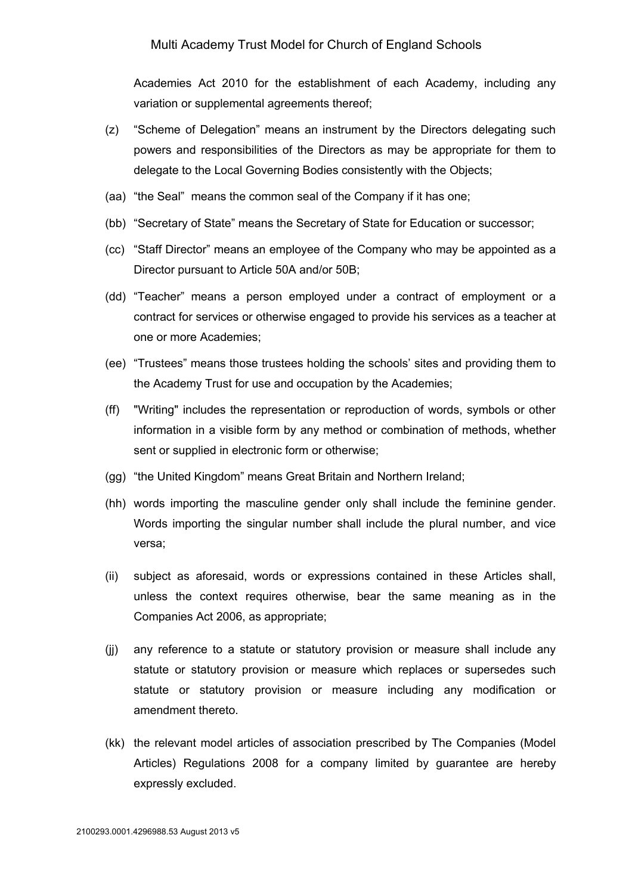Academies Act 2010 for the establishment of each Academy, including any variation or supplemental agreements thereof;

(z) “Scheme of Delegation” means an instrument by the Directors delegating such powers and responsibilities of the Directors as may be appropriate for them to delegate to the Local Governing Bodies consistently with the Objects;

(aa) “the Seal” means the common seal of the Company if it has one;

(bb) “Secretary of State” means the Secretary of State for Education or successor;

(cc) “Staff Director” means an employee of the Company who may be appointed as a Director pursuant to Article 50A and/or 50B;

(dd) “Teacher” means a person employed under a contract of employment or a contract for services or otherwise engaged to provide his services as a teacher at one or more Academies;

(ee) “Trustees” means those trustees holding the schools’ sites and providing them to the Academy Trust for use and occupation by the Academies;

(ff) "Writing" includes the representation or reproduction of words, symbols or other information in a visible form by any method or combination of methods, whether sent or supplied in electronic form or otherwise;

(gg) “the United Kingdom” means Great Britain and Northern Ireland;

(hh) words importing the masculine gender only shall include the feminine gender. Words importing the singular number shall include the plural number, and vice versa;

(ii) subject as aforesaid, words or expressions contained in these Articles shall, unless the context requires otherwise, bear the same meaning as in the Companies Act 2006, as appropriate;

(jj) any reference to a statute or statutory provision or measure shall include any statute or statutory provision or measure which replaces or supersedes such statute or statutory provision or measure including any modification or amendment thereto.

(kk) the relevant model articles of association prescribed by The Companies (Model Articles) Regulations 2008 for a company limited by guarantee are hereby expressly excluded.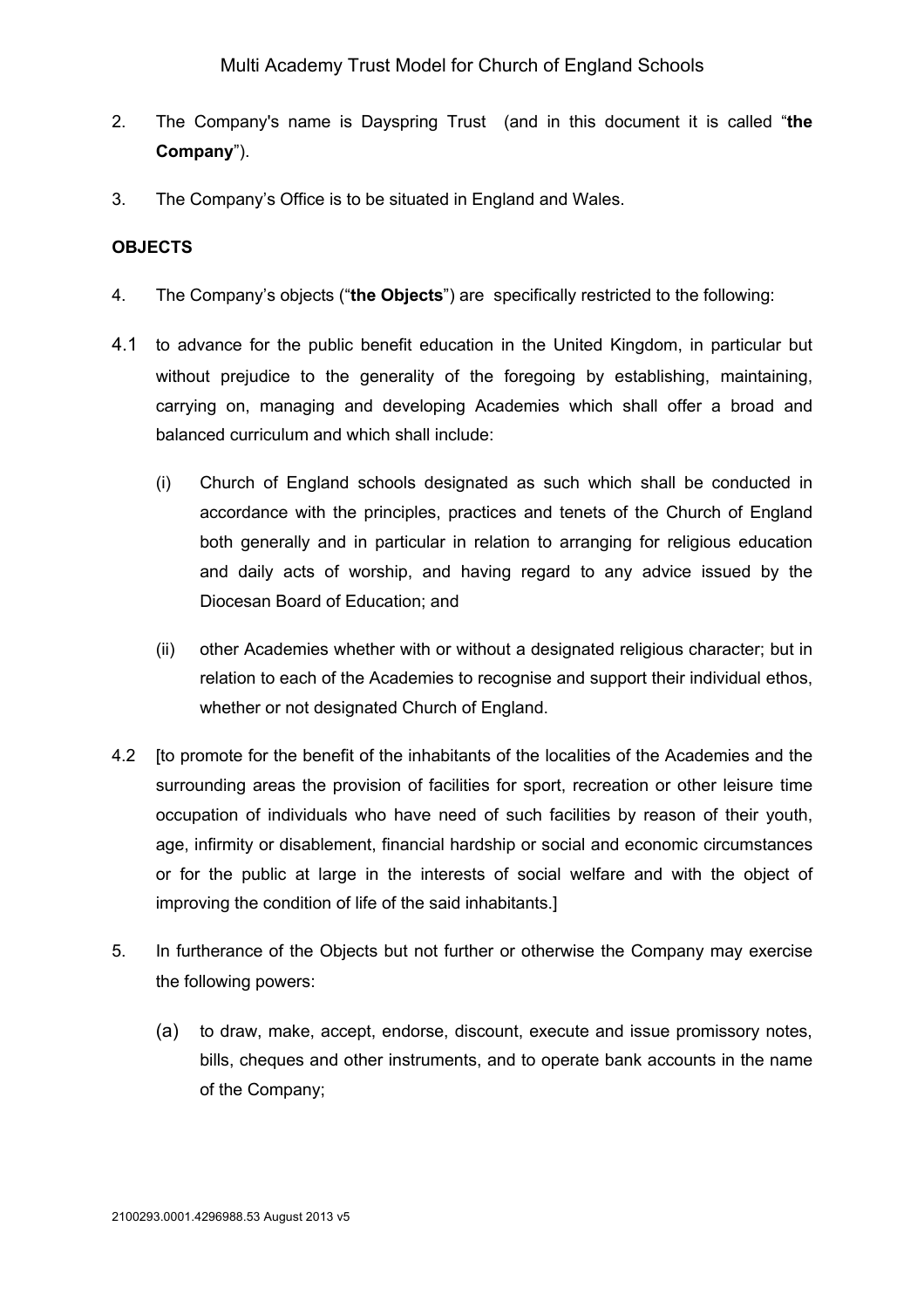2. The Company's name is Dayspring Trust (and in this document it is called "**the Company**").

3. The Company's Office is to be situated in England and Wales.

**OBJECTS**

4. The Company's objects ("**the Objects**") are specifically restricted to the following:

4.1 to advance for the public benefit education in the United Kingdom, in particular but without prejudice to the generality of the foregoing by establishing, maintaining, carrying on, managing and developing Academies which shall offer a broad and balanced curriculum and which shall include:

   (i) Church of England schools designated as such which shall be conducted in accordance with the principles, practices and tenets of the Church of England both generally and in particular in relation to arranging for religious education and daily acts of worship, and having regard to any advice issued by the Diocesan Board of Education; and

   (ii) other Academies whether with or without a designated religious character; but in relation to each of the Academies to recognise and support their individual ethos, whether or not designated Church of England.

4.2 [to promote for the benefit of the inhabitants of the localities of the Academies and the surrounding areas the provision of facilities for sport, recreation or other leisure time occupation of individuals who have need of such facilities by reason of their youth, age, infirmity or disablement, financial hardship or social and economic circumstances or for the public at large in the interests of social welfare and with the object of improving the condition of life of the said inhabitants.]

5. In furtherance of the Objects but not further or otherwise the Company may exercise the following powers:

   (a) to draw, make, accept, endorse, discount, execute and issue promissory notes, bills, cheques and other instruments, and to operate bank accounts in the name of the Company;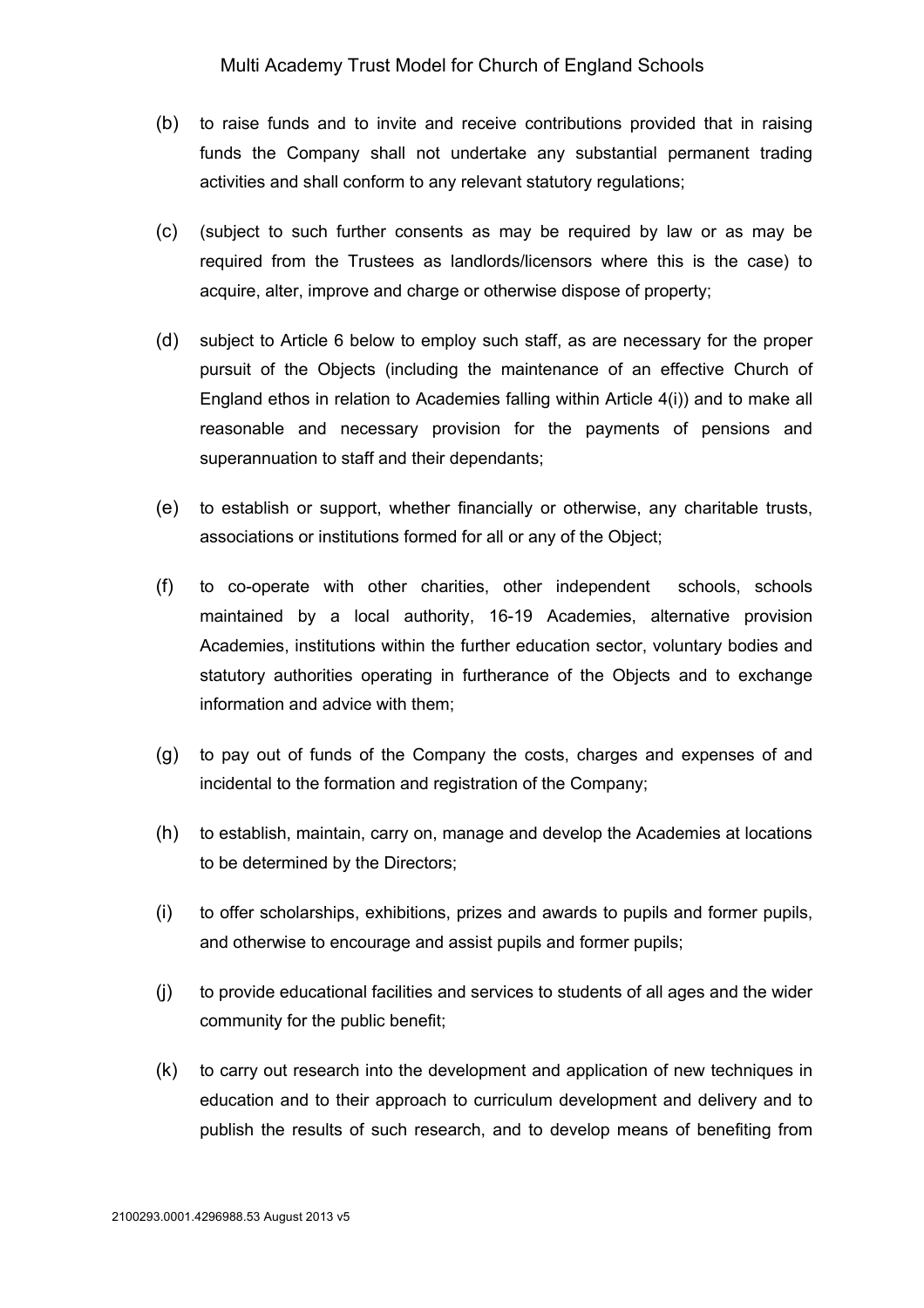(b) to raise funds and to invite and receive contributions provided that in raising funds the Company shall not undertake any substantial permanent trading activities and shall conform to any relevant statutory regulations;

(c) (subject to such further consents as may be required by law or as may be required from the Trustees as landlords/licensors where this is the case) to acquire, alter, improve and charge or otherwise dispose of property;

(d) subject to Article 6 below to employ such staff, as are necessary for the proper pursuit of the Objects (including the maintenance of an effective Church of England ethos in relation to Academies falling within Article 4(i)) and to make all reasonable and necessary provision for the payments of pensions and superannuation to staff and their dependants;

(e) to establish or support, whether financially or otherwise, any charitable trusts, associations or institutions formed for all or any of the Object;

(f) to co-operate with other charities, other independent schools, schools maintained by a local authority, 16-19 Academies, alternative provision Academies, institutions within the further education sector, voluntary bodies and statutory authorities operating in furtherance of the Objects and to exchange information and advice with them;

(g) to pay out of funds of the Company the costs, charges and expenses of and incidental to the formation and registration of the Company;

(h) to establish, maintain, carry on, manage and develop the Academies at locations to be determined by the Directors;

(i) to offer scholarships, exhibitions, prizes and awards to pupils and former pupils, and otherwise to encourage and assist pupils and former pupils;

(j) to provide educational facilities and services to students of all ages and the wider community for the public benefit;

(k) to carry out research into the development and application of new techniques in education and to their approach to curriculum development and delivery and to publish the results of such research, and to develop means of benefiting from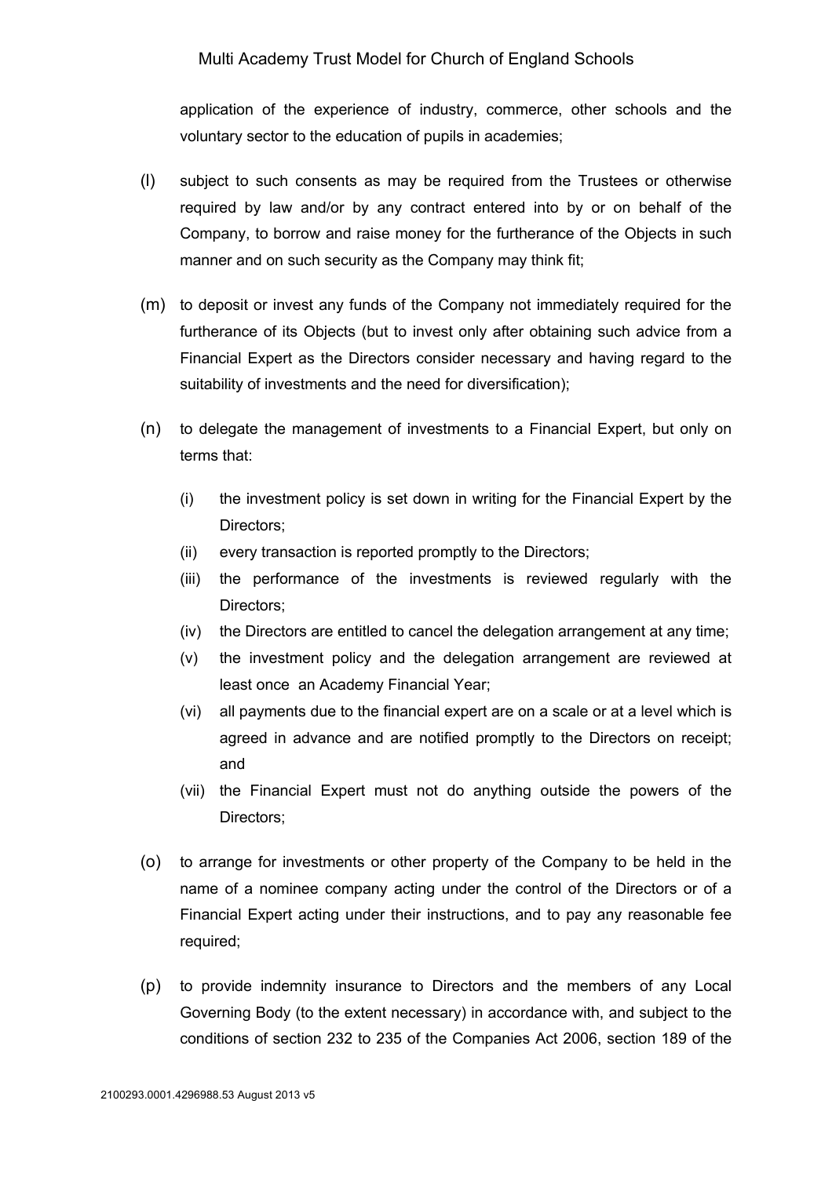application of the experience of industry, commerce, other schools and the voluntary sector to the education of pupils in academies;

(l) subject to such consents as may be required from the Trustees or otherwise required by law and/or by any contract entered into by or on behalf of the Company, to borrow and raise money for the furtherance of the Objects in such manner and on such security as the Company may think fit;

(m) to deposit or invest any funds of the Company not immediately required for the furtherance of its Objects (but to invest only after obtaining such advice from a Financial Expert as the Directors consider necessary and having regard to the suitability of investments and the need for diversification);

(n) to delegate the management of investments to a Financial Expert, but only on terms that:

   (i) the investment policy is set down in writing for the Financial Expert by the Directors;

   (ii) every transaction is reported promptly to the Directors;

   (iii) the performance of the investments is reviewed regularly with the Directors;

   (iv) the Directors are entitled to cancel the delegation arrangement at any time;

   (v) the investment policy and the delegation arrangement are reviewed at least once an Academy Financial Year;

   (vi) all payments due to the financial expert are on a scale or at a level which is agreed in advance and are notified promptly to the Directors on receipt; and

   (vii) the Financial Expert must not do anything outside the powers of the Directors;

(o) to arrange for investments or other property of the Company to be held in the name of a nominee company acting under the control of the Directors or of a Financial Expert acting under their instructions, and to pay any reasonable fee required;

(p) to provide indemnity insurance to Directors and the members of any Local Governing Body (to the extent necessary) in accordance with, and subject to the conditions of section 232 to 235 of the Companies Act 2006, section 189 of the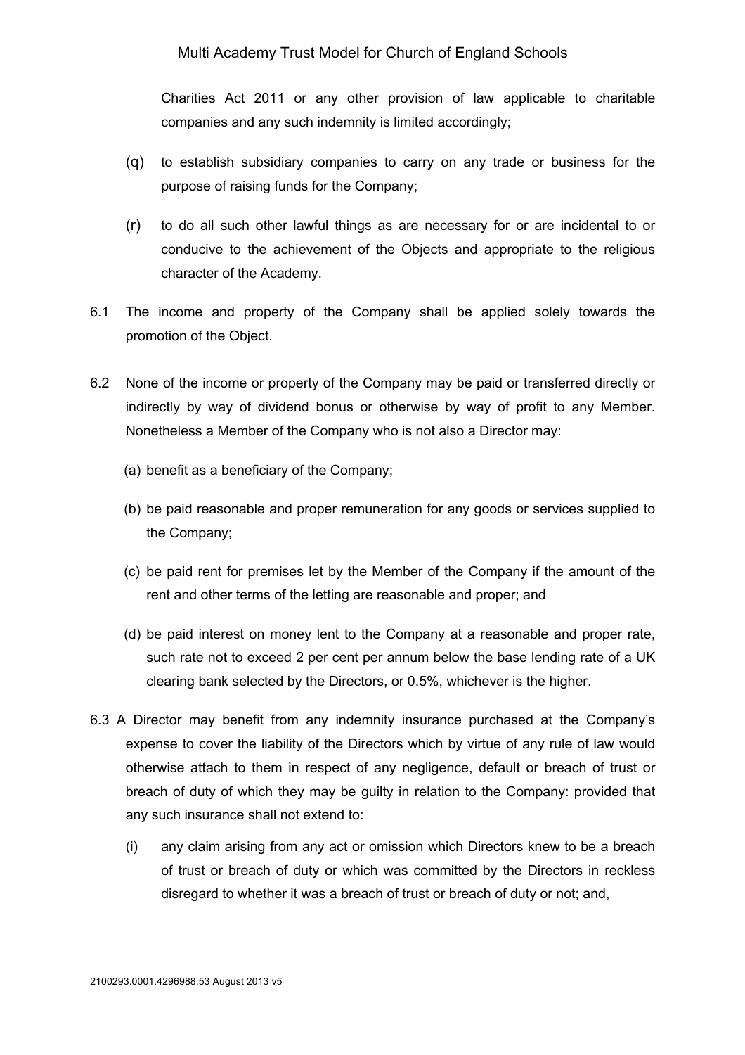Charities Act 2011 or any other provision of law applicable to charitable companies and any such indemnity is limited accordingly;

(q) to establish subsidiary companies to carry on any trade or business for the purpose of raising funds for the Company;

(r) to do all such other lawful things as are necessary for or are incidental to or conducive to the achievement of the Objects and appropriate to the religious character of the Academy.

6.1 The income and property of the Company shall be applied solely towards the promotion of the Object.

6.2 None of the income or property of the Company may be paid or transferred directly or indirectly by way of dividend bonus or otherwise by way of profit to any Member. Nonetheless a Member of the Company who is not also a Director may:

(a) benefit as a beneficiary of the Company;

(b) be paid reasonable and proper remuneration for any goods or services supplied to the Company;

(c) be paid rent for premises let by the Member of the Company if the amount of the rent and other terms of the letting are reasonable and proper; and

(d) be paid interest on money lent to the Company at a reasonable and proper rate, such rate not to exceed 2 per cent per annum below the base lending rate of a UK clearing bank selected by the Directors, or 0.5%, whichever is the higher.

6.3 A Director may benefit from any indemnity insurance purchased at the Company's expense to cover the liability of the Directors which by virtue of any rule of law would otherwise attach to them in respect of any negligence, default or breach of trust or breach of duty of which they may be guilty in relation to the Company: provided that any such insurance shall not extend to:

(i) any claim arising from any act or omission which Directors knew to be a breach of trust or breach of duty or which was committed by the Directors in reckless disregard to whether it was a breach of trust or breach of duty or not; and,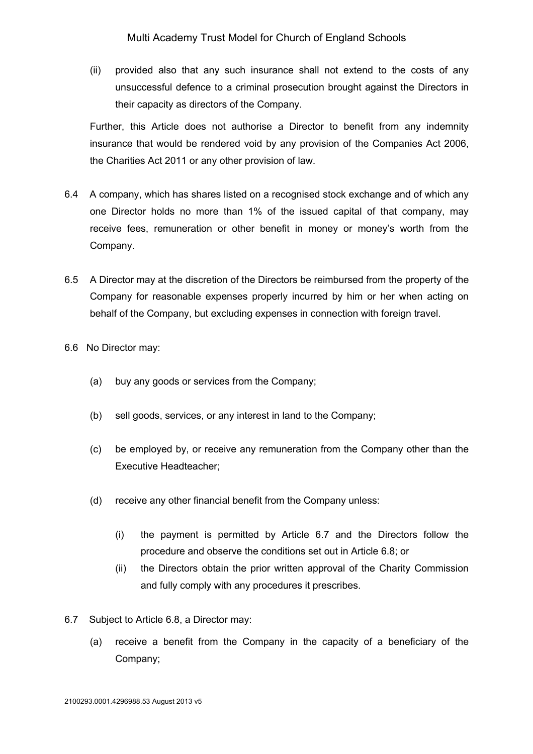(ii) provided also that any such insurance shall not extend to the costs of any unsuccessful defence to a criminal prosecution brought against the Directors in their capacity as directors of the Company.

Further, this Article does not authorise a Director to benefit from any indemnity insurance that would be rendered void by any provision of the Companies Act 2006, the Charities Act 2011 or any other provision of law.

6.4 A company, which has shares listed on a recognised stock exchange and of which any one Director holds no more than 1% of the issued capital of that company, may receive fees, remuneration or other benefit in money or money's worth from the Company.

6.5 A Director may at the discretion of the Directors be reimbursed from the property of the Company for reasonable expenses properly incurred by him or her when acting on behalf of the Company, but excluding expenses in connection with foreign travel.

6.6 No Director may:

(a) buy any goods or services from the Company;

(b) sell goods, services, or any interest in land to the Company;

(c) be employed by, or receive any remuneration from the Company other than the Executive Headteacher;

(d) receive any other financial benefit from the Company unless:

(i) the payment is permitted by Article 6.7 and the Directors follow the procedure and observe the conditions set out in Article 6.8; or

(ii) the Directors obtain the prior written approval of the Charity Commission and fully comply with any procedures it prescribes.

6.7 Subject to Article 6.8, a Director may:

(a) receive a benefit from the Company in the capacity of a beneficiary of the Company;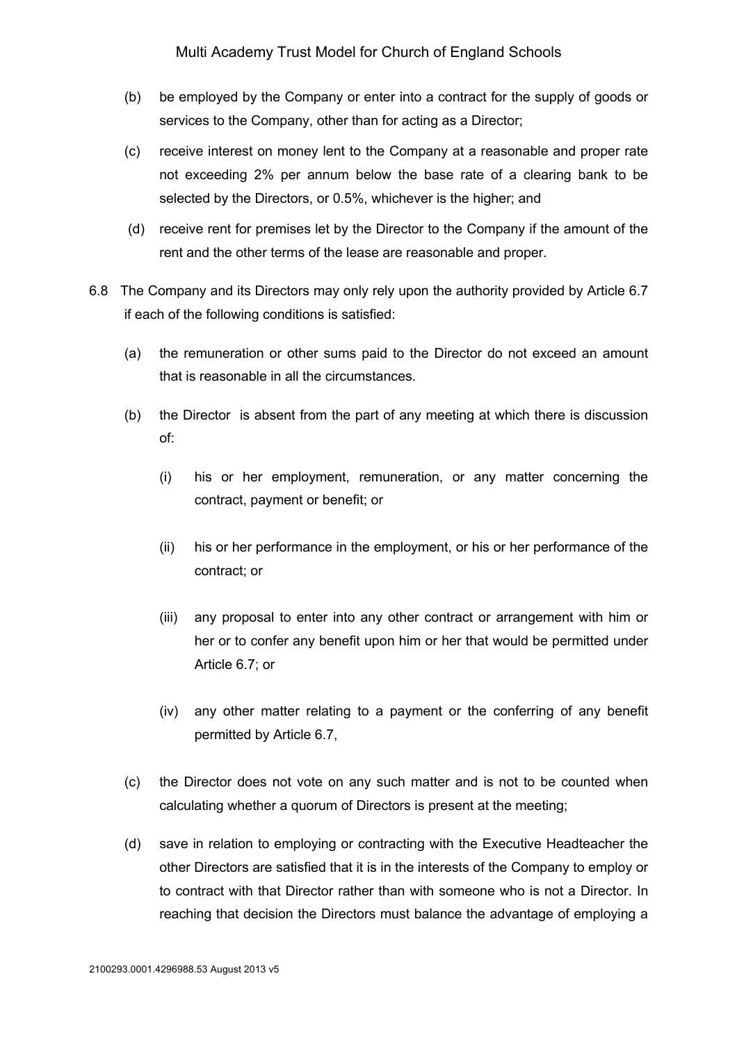(b) be employed by the Company or enter into a contract for the supply of goods or services to the Company, other than for acting as a Director;

(c) receive interest on money lent to the Company at a reasonable and proper rate not exceeding 2% per annum below the base rate of a clearing bank to be selected by the Directors, or 0.5%, whichever is the higher; and

(d) receive rent for premises let by the Director to the Company if the amount of the rent and the other terms of the lease are reasonable and proper.

6.8 The Company and its Directors may only rely upon the authority provided by Article 6.7 if each of the following conditions is satisfied:

(a) the remuneration or other sums paid to the Director do not exceed an amount that is reasonable in all the circumstances.

(b) the Director is absent from the part of any meeting at which there is discussion of:

(i) his or her employment, remuneration, or any matter concerning the contract, payment or benefit; or

(ii) his or her performance in the employment, or his or her performance of the contract; or

(iii) any proposal to enter into any other contract or arrangement with him or her or to confer any benefit upon him or her that would be permitted under Article 6.7; or

(iv) any other matter relating to a payment or the conferring of any benefit permitted by Article 6.7,

(c) the Director does not vote on any such matter and is not to be counted when calculating whether a quorum of Directors is present at the meeting;

(d) save in relation to employing or contracting with the Executive Headteacher the other Directors are satisfied that it is in the interests of the Company to employ or to contract with that Director rather than with someone who is not a Director. In reaching that decision the Directors must balance the advantage of employing a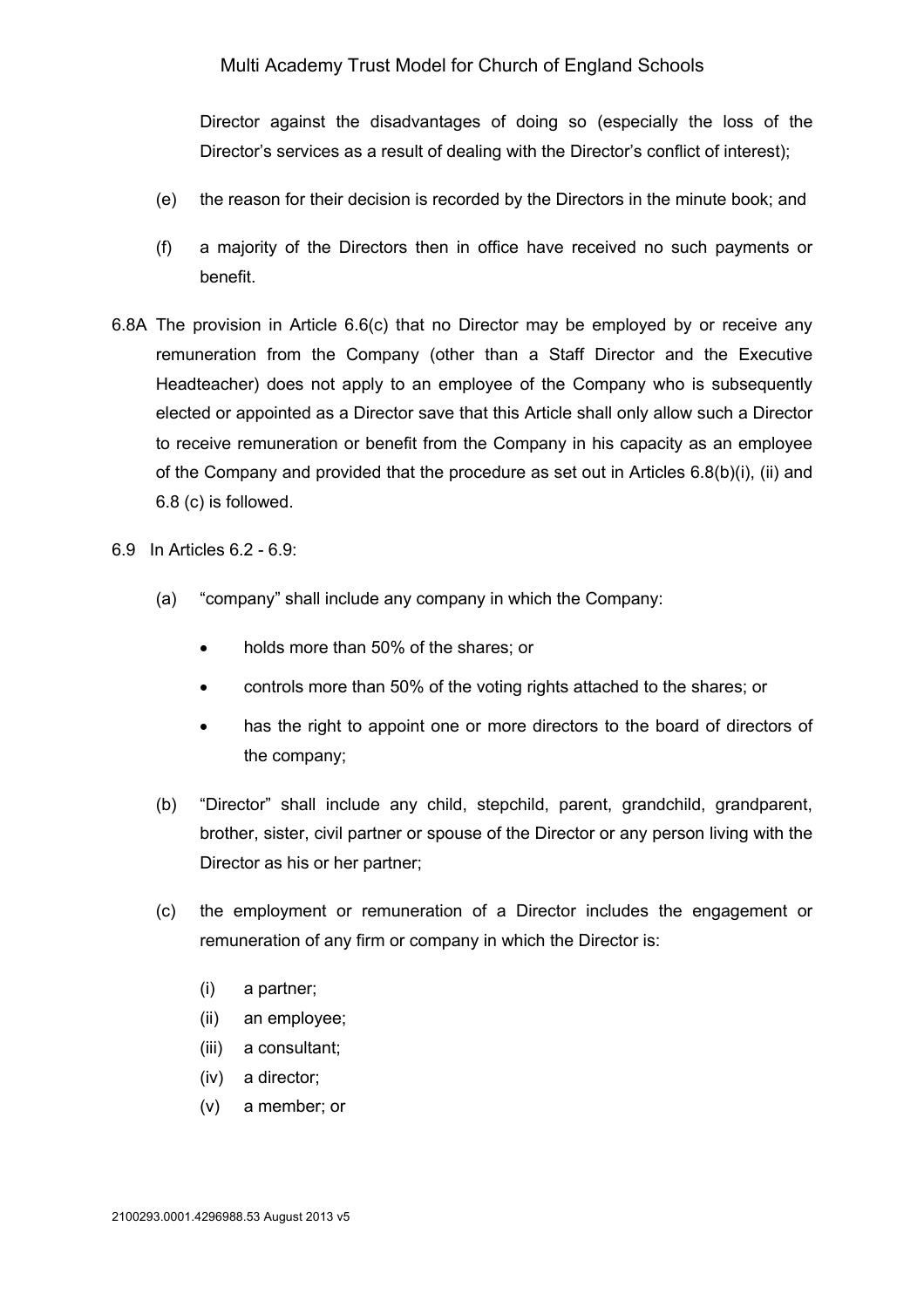Director against the disadvantages of doing so (especially the loss of the Director's services as a result of dealing with the Director's conflict of interest);

(e) the reason for their decision is recorded by the Directors in the minute book; and

(f) a majority of the Directors then in office have received no such payments or benefit.

6.8A The provision in Article 6.6(c) that no Director may be employed by or receive any remuneration from the Company (other than a Staff Director and the Executive Headteacher) does not apply to an employee of the Company who is subsequently elected or appointed as a Director save that this Article shall only allow such a Director to receive remuneration or benefit from the Company in his capacity as an employee of the Company and provided that the procedure as set out in Articles 6.8(b)(i), (ii) and 6.8 (c) is followed.

6.9 In Articles 6.2 - 6.9:

(a) "company" shall include any company in which the Company:

- holds more than 50% of the shares; or
- controls more than 50% of the voting rights attached to the shares; or
- has the right to appoint one or more directors to the board of directors of the company;

(b) "Director" shall include any child, stepchild, parent, grandchild, grandparent, brother, sister, civil partner or spouse of the Director or any person living with the Director as his or her partner;

(c) the employment or remuneration of a Director includes the engagement or remuneration of any firm or company in which the Director is:

(i) a partner;
(ii) an employee;
(iii) a consultant;
(iv) a director;
(v) a member; or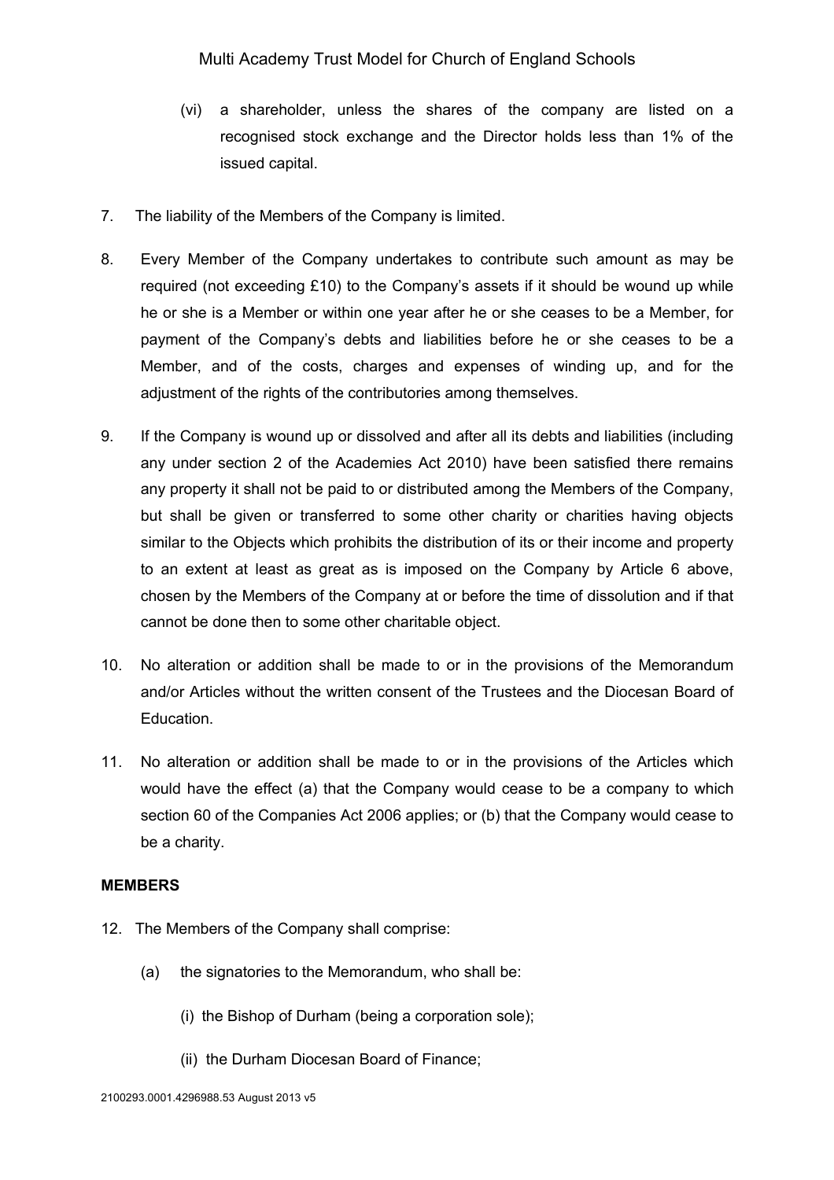(vi) a shareholder, unless the shares of the company are listed on a recognised stock exchange and the Director holds less than 1% of the issued capital.

7. The liability of the Members of the Company is limited.

8. Every Member of the Company undertakes to contribute such amount as may be required (not exceeding £10) to the Company's assets if it should be wound up while he or she is a Member or within one year after he or she ceases to be a Member, for payment of the Company's debts and liabilities before he or she ceases to be a Member, and of the costs, charges and expenses of winding up, and for the adjustment of the rights of the contributories among themselves.

9. If the Company is wound up or dissolved and after all its debts and liabilities (including any under section 2 of the Academies Act 2010) have been satisfied there remains any property it shall not be paid to or distributed among the Members of the Company, but shall be given or transferred to some other charity or charities having objects similar to the Objects which prohibits the distribution of its or their income and property to an extent at least as great as is imposed on the Company by Article 6 above, chosen by the Members of the Company at or before the time of dissolution and if that cannot be done then to some other charitable object.

10. No alteration or addition shall be made to or in the provisions of the Memorandum and/or Articles without the written consent of the Trustees and the Diocesan Board of Education.

11. No alteration or addition shall be made to or in the provisions of the Articles which would have the effect (a) that the Company would cease to be a company to which section 60 of the Companies Act 2006 applies; or (b) that the Company would cease to be a charity.

**MEMBERS**

12. The Members of the Company shall comprise:

    (a) the signatories to the Memorandum, who shall be:

        (i) the Bishop of Durham (being a corporation sole);

        (ii) the Durham Diocesan Board of Finance;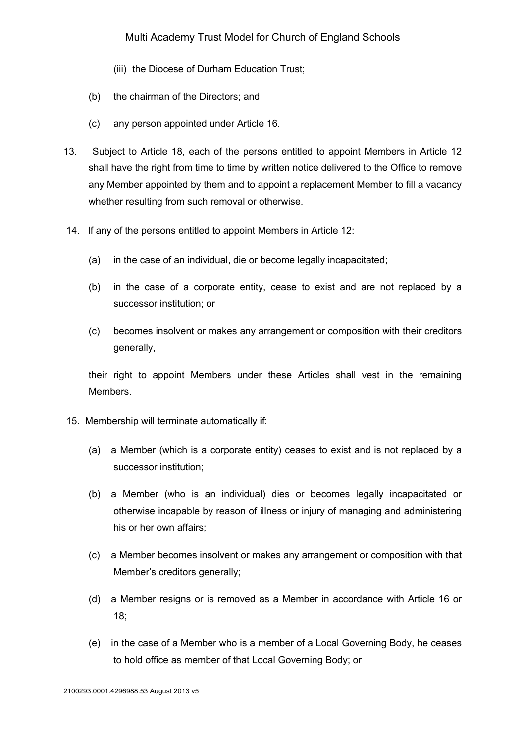(iii) the Diocese of Durham Education Trust;

(b) the chairman of the Directors; and

(c) any person appointed under Article 16.

13. Subject to Article 18, each of the persons entitled to appoint Members in Article 12 shall have the right from time to time by written notice delivered to the Office to remove any Member appointed by them and to appoint a replacement Member to fill a vacancy whether resulting from such removal or otherwise.

14. If any of the persons entitled to appoint Members in Article 12:

(a) in the case of an individual, die or become legally incapacitated;

(b) in the case of a corporate entity, cease to exist and are not replaced by a successor institution; or

(c) becomes insolvent or makes any arrangement or composition with their creditors generally,

their right to appoint Members under these Articles shall vest in the remaining Members.

15. Membership will terminate automatically if:

(a) a Member (which is a corporate entity) ceases to exist and is not replaced by a successor institution;

(b) a Member (who is an individual) dies or becomes legally incapacitated or otherwise incapable by reason of illness or injury of managing and administering his or her own affairs;

(c) a Member becomes insolvent or makes any arrangement or composition with that Member's creditors generally;

(d) a Member resigns or is removed as a Member in accordance with Article 16 or 18;

(e) in the case of a Member who is a member of a Local Governing Body, he ceases to hold office as member of that Local Governing Body; or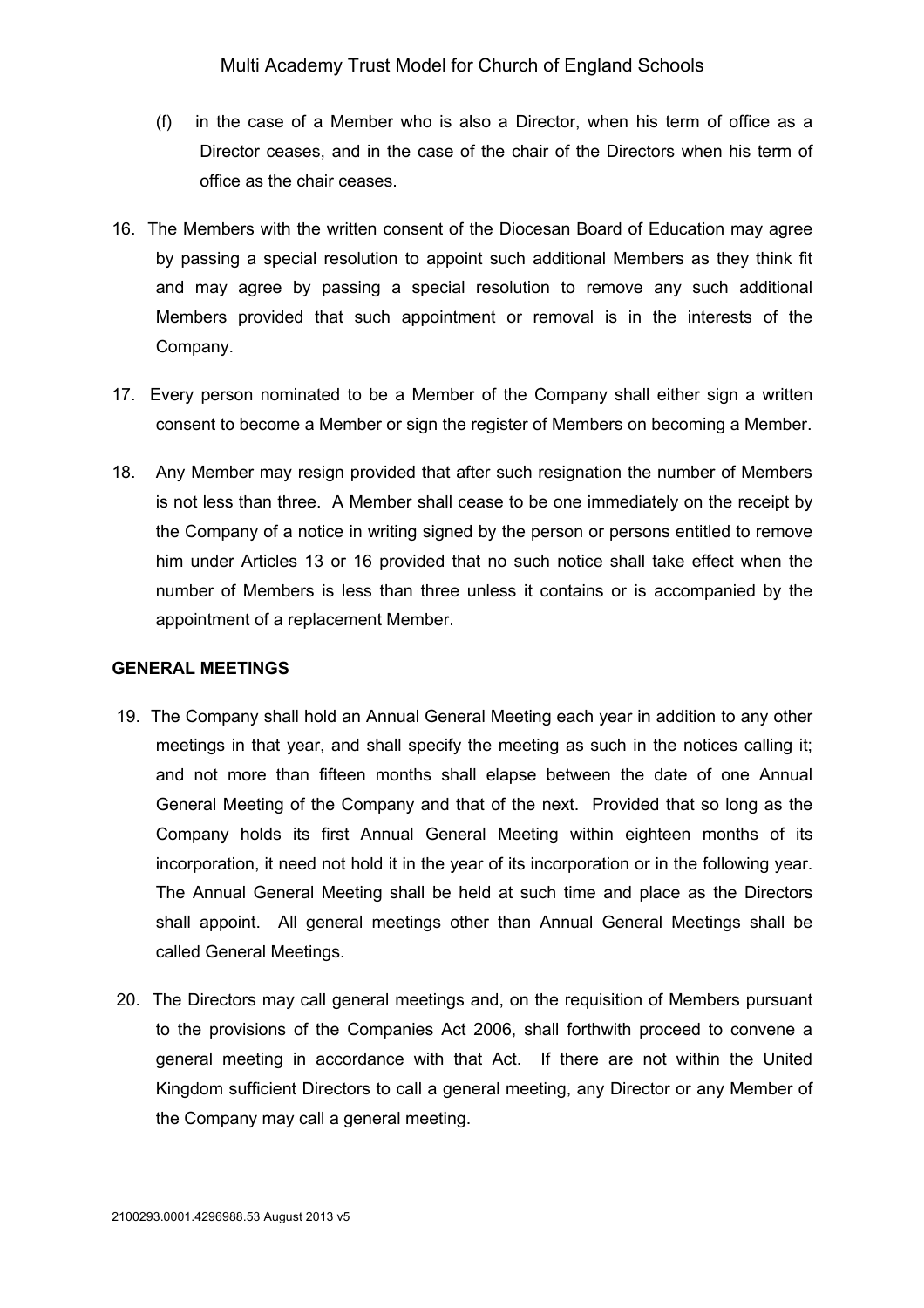(f) in the case of a Member who is also a Director, when his term of office as a Director ceases, and in the case of the chair of the Directors when his term of office as the chair ceases.

16. The Members with the written consent of the Diocesan Board of Education may agree by passing a special resolution to appoint such additional Members as they think fit and may agree by passing a special resolution to remove any such additional Members provided that such appointment or removal is in the interests of the Company.

17. Every person nominated to be a Member of the Company shall either sign a written consent to become a Member or sign the register of Members on becoming a Member.

18. Any Member may resign provided that after such resignation the number of Members is not less than three. A Member shall cease to be one immediately on the receipt by the Company of a notice in writing signed by the person or persons entitled to remove him under Articles 13 or 16 provided that no such notice shall take effect when the number of Members is less than three unless it contains or is accompanied by the appointment of a replacement Member.

**GENERAL MEETINGS**

19. The Company shall hold an Annual General Meeting each year in addition to any other meetings in that year, and shall specify the meeting as such in the notices calling it; and not more than fifteen months shall elapse between the date of one Annual General Meeting of the Company and that of the next. Provided that so long as the Company holds its first Annual General Meeting within eighteen months of its incorporation, it need not hold it in the year of its incorporation or in the following year. The Annual General Meeting shall be held at such time and place as the Directors shall appoint. All general meetings other than Annual General Meetings shall be called General Meetings.

20. The Directors may call general meetings and, on the requisition of Members pursuant to the provisions of the Companies Act 2006, shall forthwith proceed to convene a general meeting in accordance with that Act. If there are not within the United Kingdom sufficient Directors to call a general meeting, any Director or any Member of the Company may call a general meeting.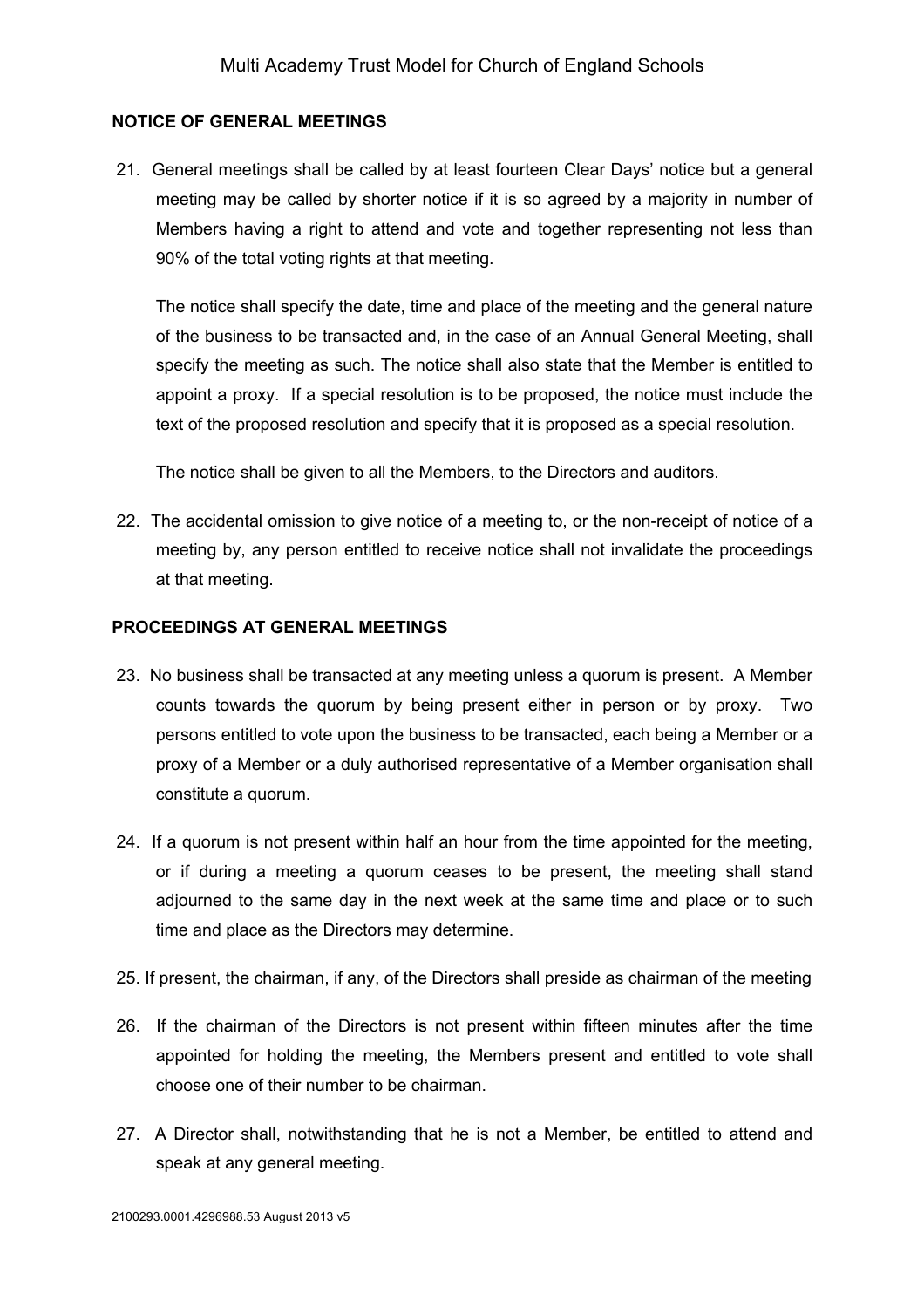## NOTICE OF GENERAL MEETINGS

21. General meetings shall be called by at least fourteen Clear Days' notice but a general meeting may be called by shorter notice if it is so agreed by a majority in number of Members having a right to attend and vote and together representing not less than 90% of the total voting rights at that meeting.

    The notice shall specify the date, time and place of the meeting and the general nature of the business to be transacted and, in the case of an Annual General Meeting, shall specify the meeting as such. The notice shall also state that the Member is entitled to appoint a proxy. If a special resolution is to be proposed, the notice must include the text of the proposed resolution and specify that it is proposed as a special resolution.

    The notice shall be given to all the Members, to the Directors and auditors.

22. The accidental omission to give notice of a meeting to, or the non-receipt of notice of a meeting by, any person entitled to receive notice shall not invalidate the proceedings at that meeting.

## PROCEEDINGS AT GENERAL MEETINGS

23. No business shall be transacted at any meeting unless a quorum is present. A Member counts towards the quorum by being present either in person or by proxy. Two persons entitled to vote upon the business to be transacted, each being a Member or a proxy of a Member or a duly authorised representative of a Member organisation shall constitute a quorum.

24. If a quorum is not present within half an hour from the time appointed for the meeting, or if during a meeting a quorum ceases to be present, the meeting shall stand adjourned to the same day in the next week at the same time and place or to such time and place as the Directors may determine.

25. If present, the chairman, if any, of the Directors shall preside as chairman of the meeting

26. If the chairman of the Directors is not present within fifteen minutes after the time appointed for holding the meeting, the Members present and entitled to vote shall choose one of their number to be chairman.

27. A Director shall, notwithstanding that he is not a Member, be entitled to attend and speak at any general meeting.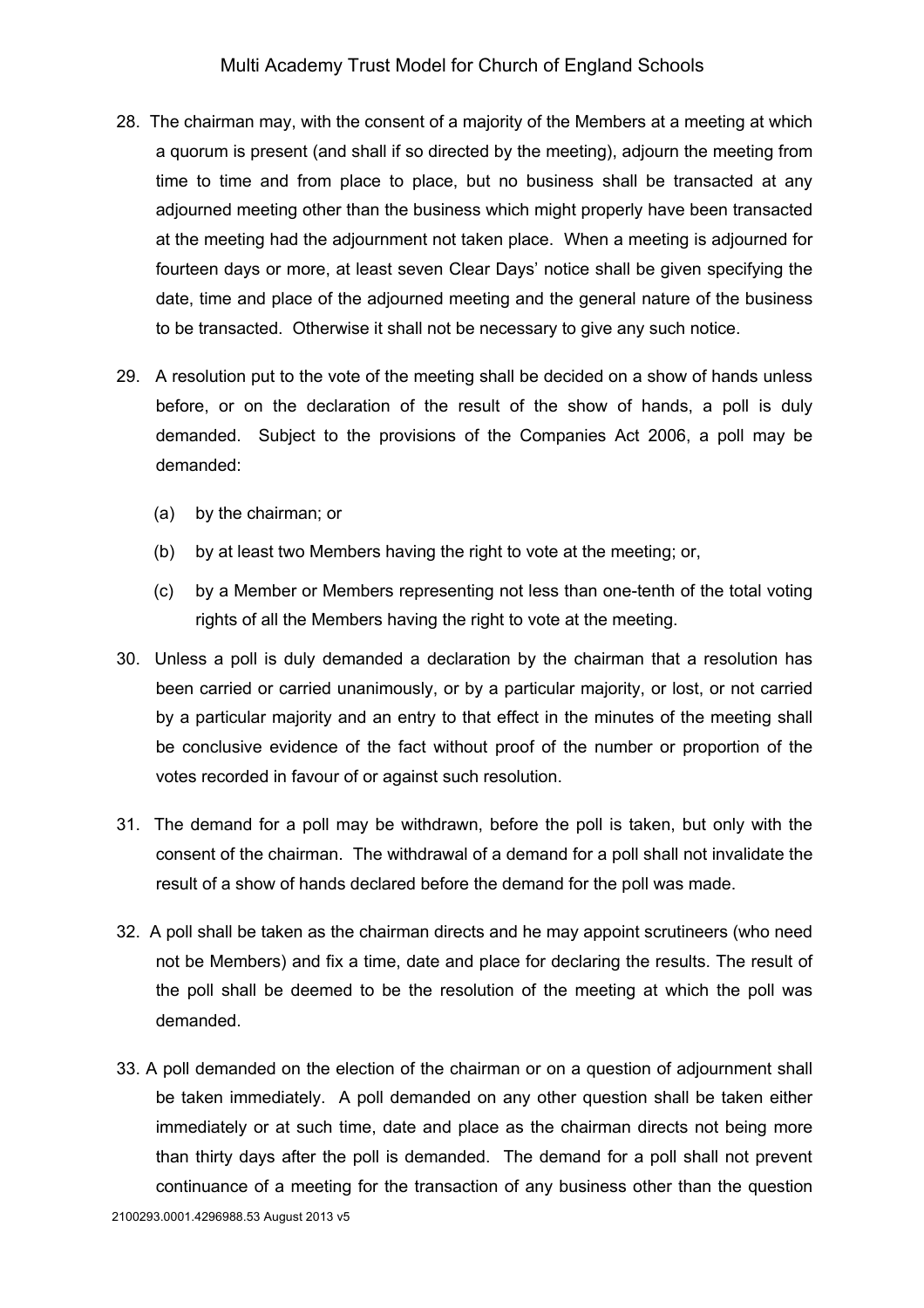28. The chairman may, with the consent of a majority of the Members at a meeting at which a quorum is present (and shall if so directed by the meeting), adjourn the meeting from time to time and from place to place, but no business shall be transacted at any adjourned meeting other than the business which might properly have been transacted at the meeting had the adjournment not taken place. When a meeting is adjourned for fourteen days or more, at least seven Clear Days' notice shall be given specifying the date, time and place of the adjourned meeting and the general nature of the business to be transacted. Otherwise it shall not be necessary to give any such notice.

29. A resolution put to the vote of the meeting shall be decided on a show of hands unless before, or on the declaration of the result of the show of hands, a poll is duly demanded. Subject to the provisions of the Companies Act 2006, a poll may be demanded:

    (a) by the chairman; or

    (b) by at least two Members having the right to vote at the meeting; or,

    (c) by a Member or Members representing not less than one-tenth of the total voting rights of all the Members having the right to vote at the meeting.

30. Unless a poll is duly demanded a declaration by the chairman that a resolution has been carried or carried unanimously, or by a particular majority, or lost, or not carried by a particular majority and an entry to that effect in the minutes of the meeting shall be conclusive evidence of the fact without proof of the number or proportion of the votes recorded in favour of or against such resolution.

31. The demand for a poll may be withdrawn, before the poll is taken, but only with the consent of the chairman. The withdrawal of a demand for a poll shall not invalidate the result of a show of hands declared before the demand for the poll was made.

32. A poll shall be taken as the chairman directs and he may appoint scrutineers (who need not be Members) and fix a time, date and place for declaring the results. The result of the poll shall be deemed to be the resolution of the meeting at which the poll was demanded.

33. A poll demanded on the election of the chairman or on a question of adjournment shall be taken immediately. A poll demanded on any other question shall be taken either immediately or at such time, date and place as the chairman directs not being more than thirty days after the poll is demanded. The demand for a poll shall not prevent continuance of a meeting for the transaction of any business other than the question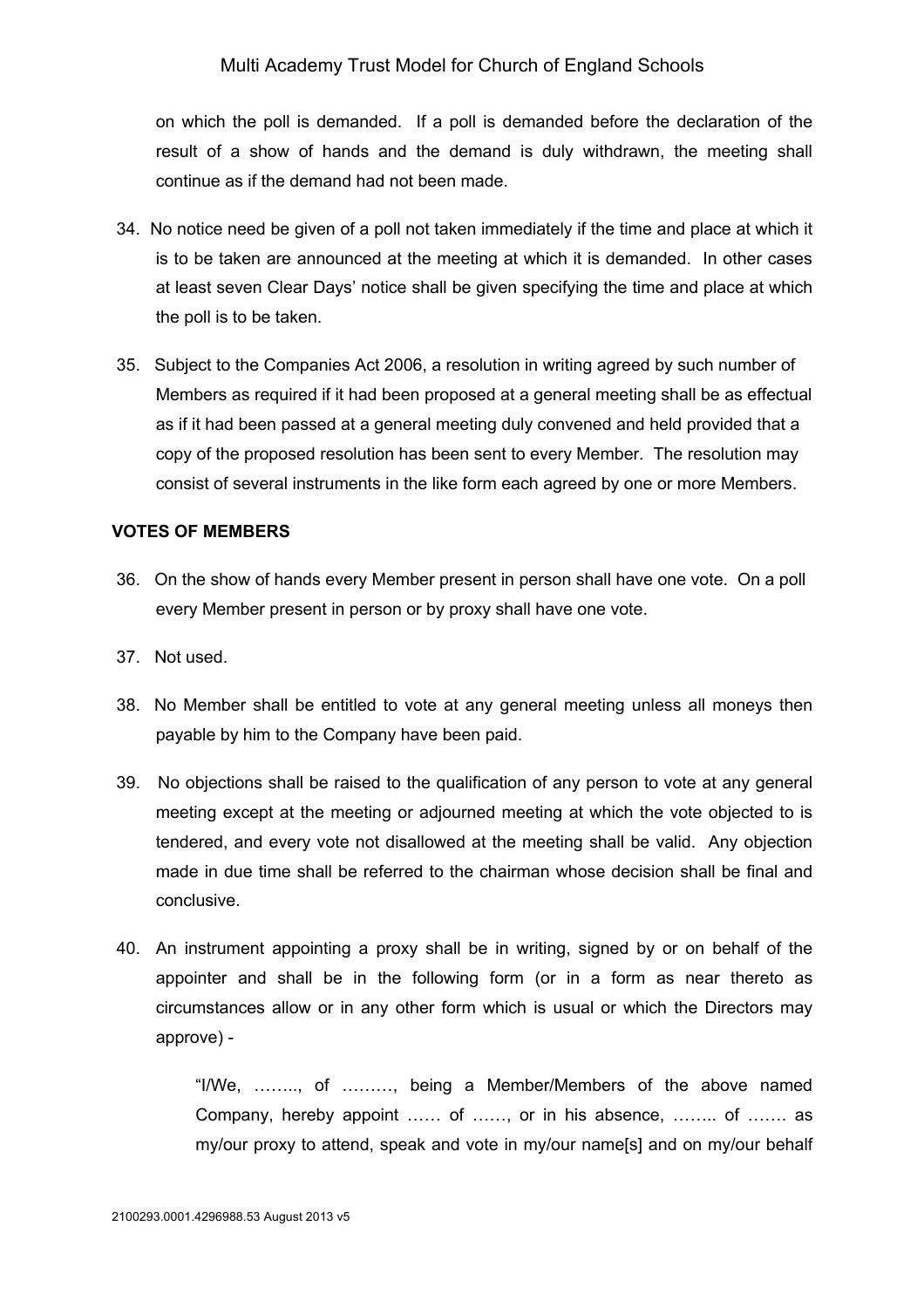on which the poll is demanded. If a poll is demanded before the declaration of the result of a show of hands and the demand is duly withdrawn, the meeting shall continue as if the demand had not been made.

34. No notice need be given of a poll not taken immediately if the time and place at which it is to be taken are announced at the meeting at which it is demanded. In other cases at least seven Clear Days' notice shall be given specifying the time and place at which the poll is to be taken.

35. Subject to the Companies Act 2006, a resolution in writing agreed by such number of Members as required if it had been proposed at a general meeting shall be as effectual as if it had been passed at a general meeting duly convened and held provided that a copy of the proposed resolution has been sent to every Member. The resolution may consist of several instruments in the like form each agreed by one or more Members.

**VOTES OF MEMBERS**

36. On the show of hands every Member present in person shall have one vote. On a poll every Member present in person or by proxy shall have one vote.

37. Not used.

38. No Member shall be entitled to vote at any general meeting unless all moneys then payable by him to the Company have been paid.

39. No objections shall be raised to the qualification of any person to vote at any general meeting except at the meeting or adjourned meeting at which the vote objected to is tendered, and every vote not disallowed at the meeting shall be valid. Any objection made in due time shall be referred to the chairman whose decision shall be final and conclusive.

40. An instrument appointing a proxy shall be in writing, signed by or on behalf of the appointer and shall be in the following form (or in a form as near thereto as circumstances allow or in any other form which is usual or which the Directors may approve) -

> "I/We, ……., of ………, being a Member/Members of the above named Company, hereby appoint …… of ……, or in his absence, …….. of ……. as my/our proxy to attend, speak and vote in my/our name[s] and on my/our behalf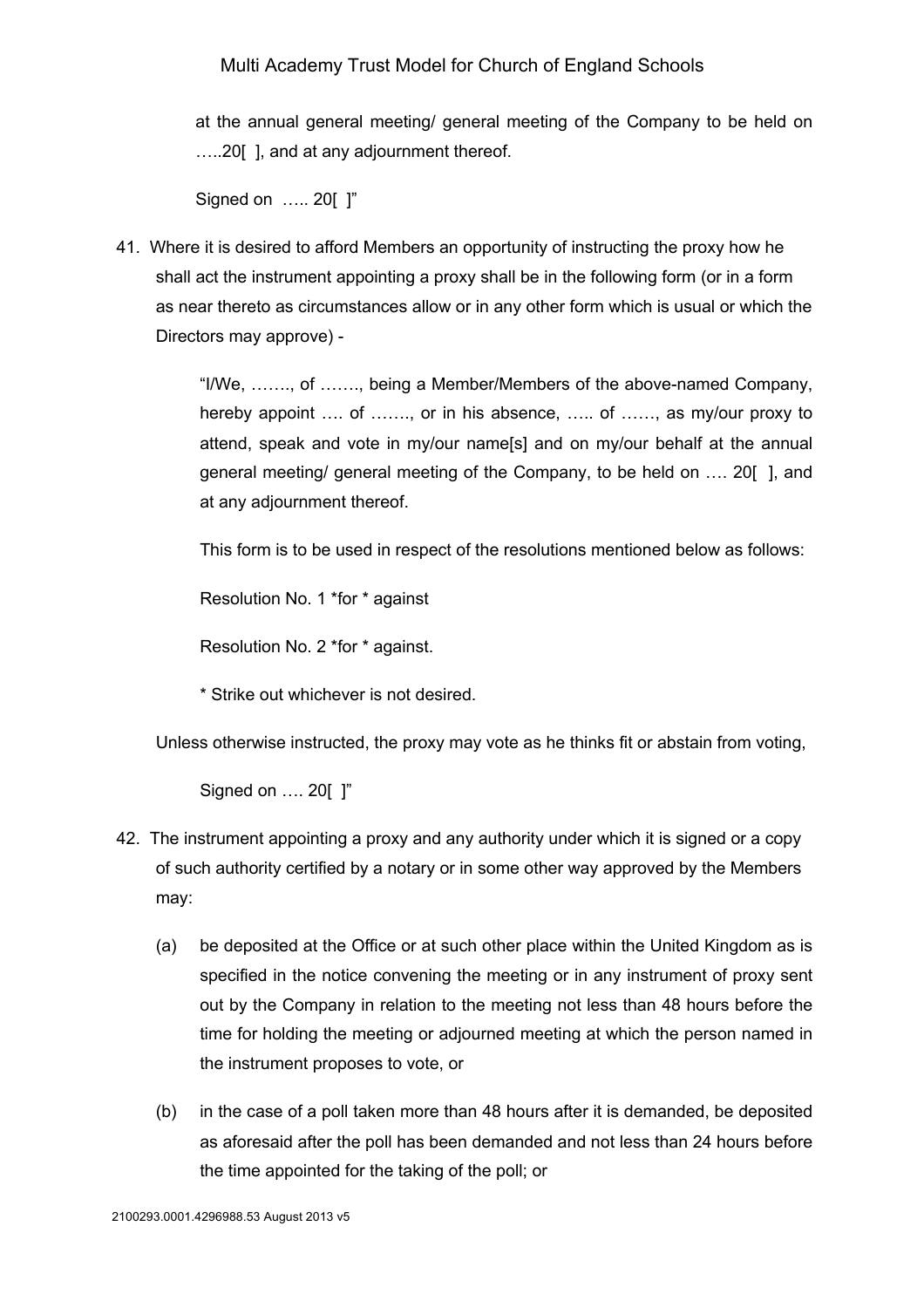at the annual general meeting/ general meeting of the Company to be held on …..20[ ], and at any adjournment thereof.

Signed on ….. 20[ ]"

41. Where it is desired to afford Members an opportunity of instructing the proxy how he shall act the instrument appointing a proxy shall be in the following form (or in a form as near thereto as circumstances allow or in any other form which is usual or which the Directors may approve) -

   "I/We, ……., of ……., being a Member/Members of the above-named Company, hereby appoint …. of ……., or in his absence, ….. of ……, as my/our proxy to attend, speak and vote in my/our name[s] and on my/our behalf at the annual general meeting/ general meeting of the Company, to be held on …. 20[ ], and at any adjournment thereof.

   This form is to be used in respect of the resolutions mentioned below as follows:

   Resolution No. 1 *for * against

   Resolution No. 2 *for * against.

   * Strike out whichever is not desired.

   Unless otherwise instructed, the proxy may vote as he thinks fit or abstain from voting,

   Signed on …. 20[ ]"

42. The instrument appointing a proxy and any authority under which it is signed or a copy of such authority certified by a notary or in some other way approved by the Members may:

   (a) be deposited at the Office or at such other place within the United Kingdom as is specified in the notice convening the meeting or in any instrument of proxy sent out by the Company in relation to the meeting not less than 48 hours before the time for holding the meeting or adjourned meeting at which the person named in the instrument proposes to vote, or

   (b) in the case of a poll taken more than 48 hours after it is demanded, be deposited as aforesaid after the poll has been demanded and not less than 24 hours before the time appointed for the taking of the poll; or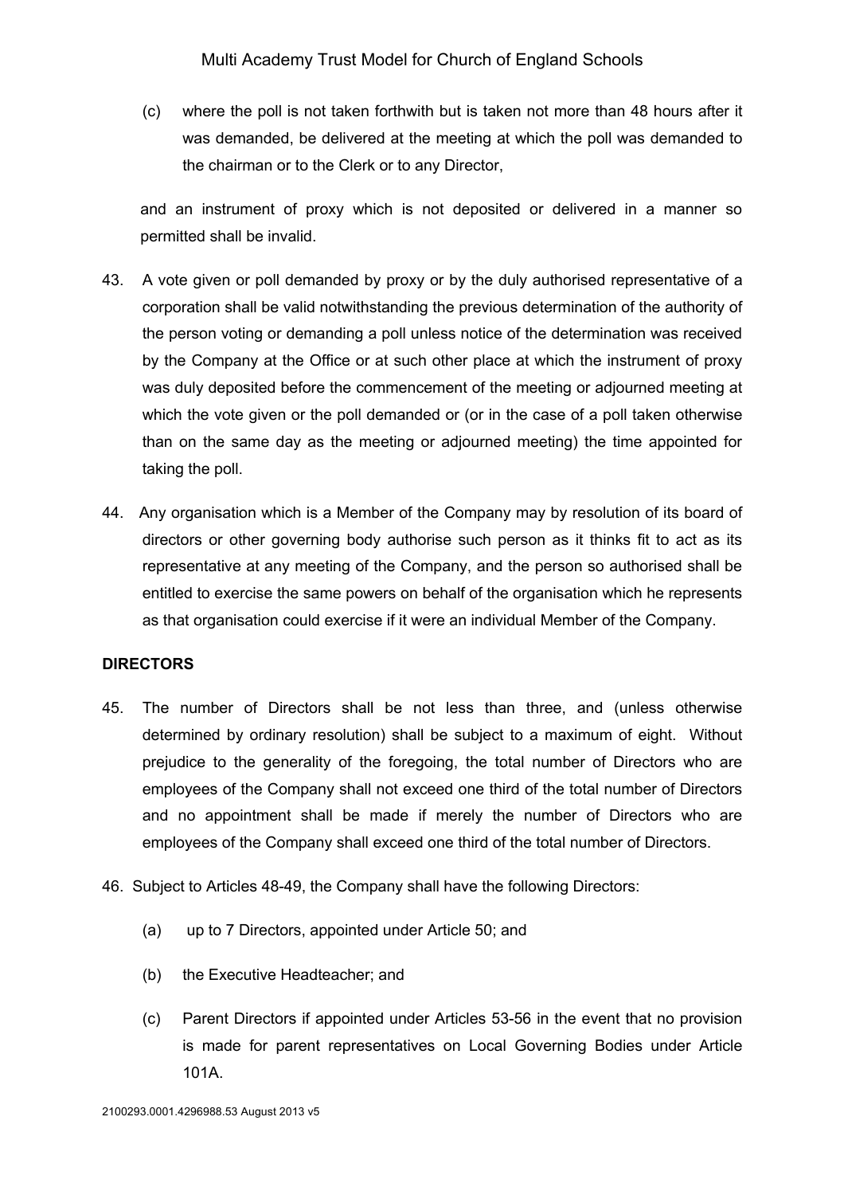(c) where the poll is not taken forthwith but is taken not more than 48 hours after it was demanded, be delivered at the meeting at which the poll was demanded to the chairman or to the Clerk or to any Director,

and an instrument of proxy which is not deposited or delivered in a manner so permitted shall be invalid.

43. A vote given or poll demanded by proxy or by the duly authorised representative of a corporation shall be valid notwithstanding the previous determination of the authority of the person voting or demanding a poll unless notice of the determination was received by the Company at the Office or at such other place at which the instrument of proxy was duly deposited before the commencement of the meeting or adjourned meeting at which the vote given or the poll demanded or (or in the case of a poll taken otherwise than on the same day as the meeting or adjourned meeting) the time appointed for taking the poll.

44. Any organisation which is a Member of the Company may by resolution of its board of directors or other governing body authorise such person as it thinks fit to act as its representative at any meeting of the Company, and the person so authorised shall be entitled to exercise the same powers on behalf of the organisation which he represents as that organisation could exercise if it were an individual Member of the Company.

**DIRECTORS**

45. The number of Directors shall be not less than three, and (unless otherwise determined by ordinary resolution) shall be subject to a maximum of eight. Without prejudice to the generality of the foregoing, the total number of Directors who are employees of the Company shall not exceed one third of the total number of Directors and no appointment shall be made if merely the number of Directors who are employees of the Company shall exceed one third of the total number of Directors.

46. Subject to Articles 48-49, the Company shall have the following Directors:

(a) up to 7 Directors, appointed under Article 50; and

(b) the Executive Headteacher; and

(c) Parent Directors if appointed under Articles 53-56 in the event that no provision is made for parent representatives on Local Governing Bodies under Article 101A.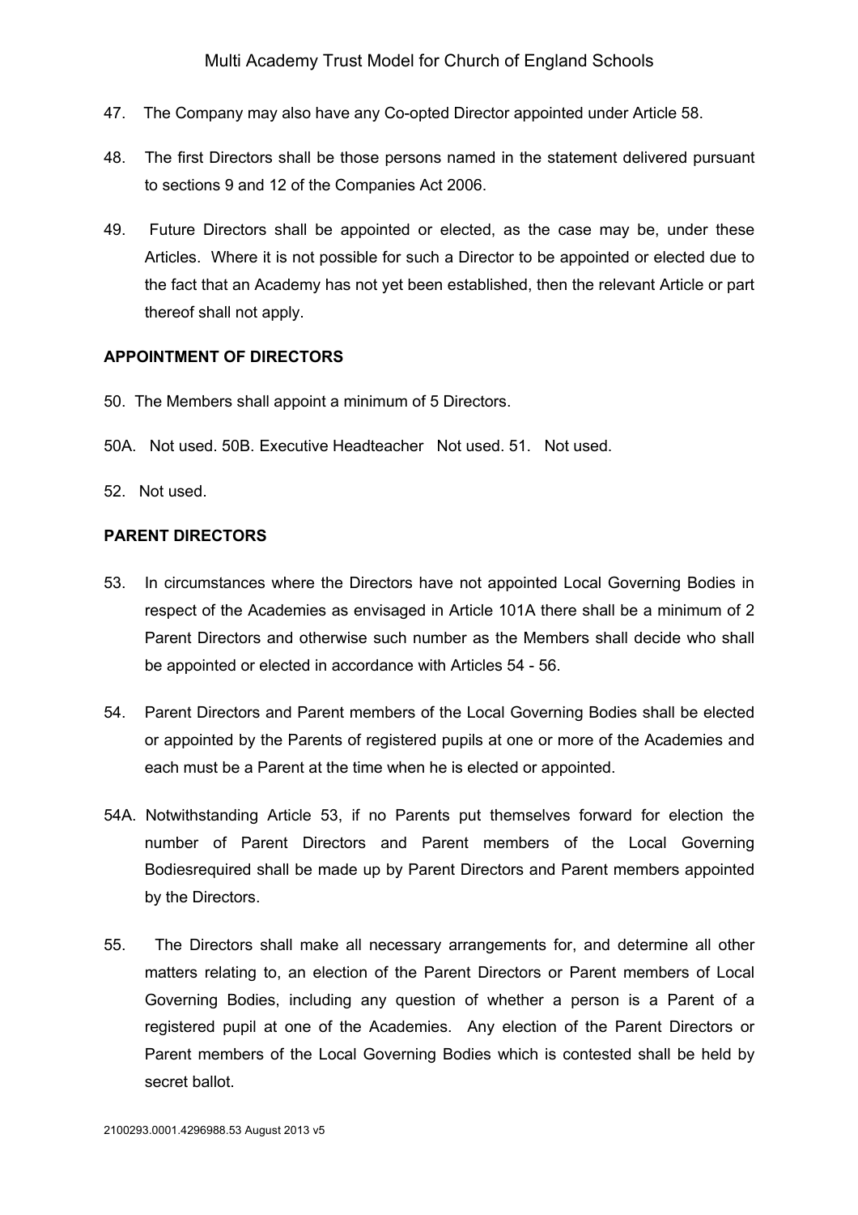47. The Company may also have any Co-opted Director appointed under Article 58.

48. The first Directors shall be those persons named in the statement delivered pursuant to sections 9 and 12 of the Companies Act 2006.

49. Future Directors shall be appointed or elected, as the case may be, under these Articles. Where it is not possible for such a Director to be appointed or elected due to the fact that an Academy has not yet been established, then the relevant Article or part thereof shall not apply.

**APPOINTMENT OF DIRECTORS**

50. The Members shall appoint a minimum of 5 Directors.

50A. Not used. 50B. Executive Headteacher Not used. 51. Not used.

52. Not used.

**PARENT DIRECTORS**

53. In circumstances where the Directors have not appointed Local Governing Bodies in respect of the Academies as envisaged in Article 101A there shall be a minimum of 2 Parent Directors and otherwise such number as the Members shall decide who shall be appointed or elected in accordance with Articles 54 - 56.

54. Parent Directors and Parent members of the Local Governing Bodies shall be elected or appointed by the Parents of registered pupils at one or more of the Academies and each must be a Parent at the time when he is elected or appointed.

54A. Notwithstanding Article 53, if no Parents put themselves forward for election the number of Parent Directors and Parent members of the Local Governing Bodiesrequired shall be made up by Parent Directors and Parent members appointed by the Directors.

55. The Directors shall make all necessary arrangements for, and determine all other matters relating to, an election of the Parent Directors or Parent members of Local Governing Bodies, including any question of whether a person is a Parent of a registered pupil at one of the Academies. Any election of the Parent Directors or Parent members of the Local Governing Bodies which is contested shall be held by secret ballot.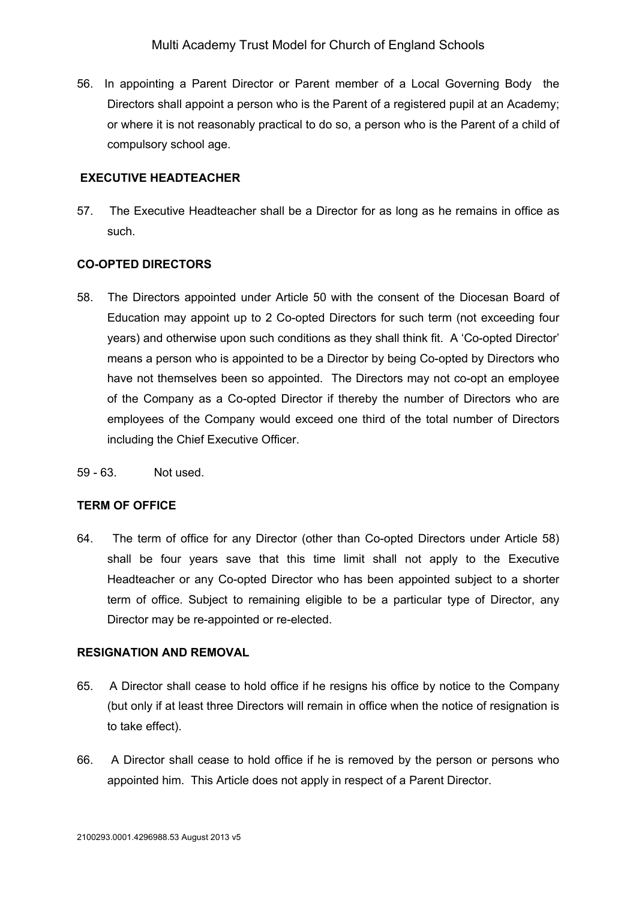56. In appointing a Parent Director or Parent member of a Local Governing Body the Directors shall appoint a person who is the Parent of a registered pupil at an Academy; or where it is not reasonably practical to do so, a person who is the Parent of a child of compulsory school age.

**EXECUTIVE HEADTEACHER**

57. The Executive Headteacher shall be a Director for as long as he remains in office as such.

**CO-OPTED DIRECTORS**

58. The Directors appointed under Article 50 with the consent of the Diocesan Board of Education may appoint up to 2 Co-opted Directors for such term (not exceeding four years) and otherwise upon such conditions as they shall think fit. A 'Co-opted Director' means a person who is appointed to be a Director by being Co-opted by Directors who have not themselves been so appointed. The Directors may not co-opt an employee of the Company as a Co-opted Director if thereby the number of Directors who are employees of the Company would exceed one third of the total number of Directors including the Chief Executive Officer.

59 - 63. Not used.

**TERM OF OFFICE**

64. The term of office for any Director (other than Co-opted Directors under Article 58) shall be four years save that this time limit shall not apply to the Executive Headteacher or any Co-opted Director who has been appointed subject to a shorter term of office. Subject to remaining eligible to be a particular type of Director, any Director may be re-appointed or re-elected.

**RESIGNATION AND REMOVAL**

65. A Director shall cease to hold office if he resigns his office by notice to the Company (but only if at least three Directors will remain in office when the notice of resignation is to take effect).

66. A Director shall cease to hold office if he is removed by the person or persons who appointed him. This Article does not apply in respect of a Parent Director.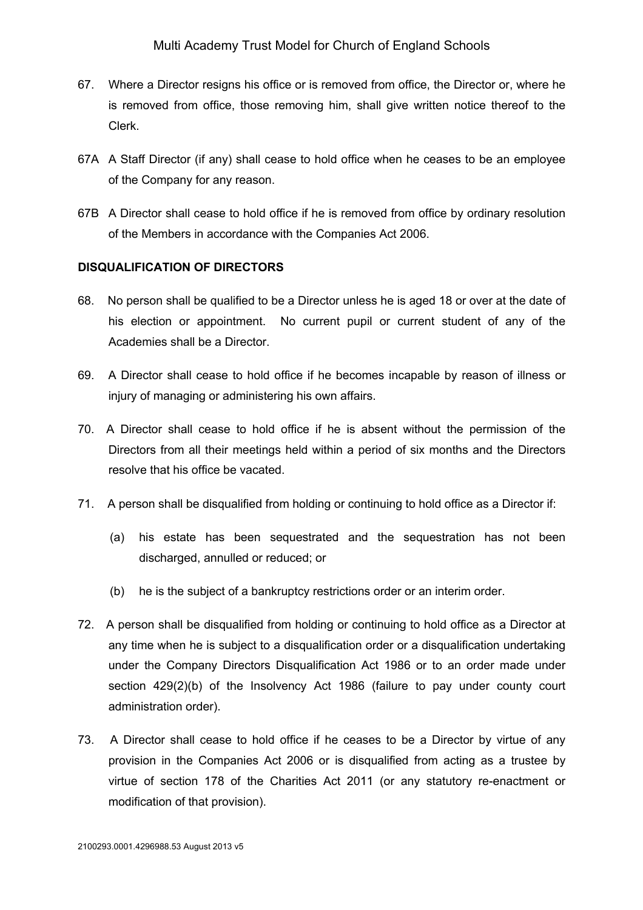67. Where a Director resigns his office or is removed from office, the Director or, where he is removed from office, those removing him, shall give written notice thereof to the Clerk.

67A A Staff Director (if any) shall cease to hold office when he ceases to be an employee of the Company for any reason.

67B A Director shall cease to hold office if he is removed from office by ordinary resolution of the Members in accordance with the Companies Act 2006.

**DISQUALIFICATION OF DIRECTORS**

68. No person shall be qualified to be a Director unless he is aged 18 or over at the date of his election or appointment. No current pupil or current student of any of the Academies shall be a Director.

69. A Director shall cease to hold office if he becomes incapable by reason of illness or injury of managing or administering his own affairs.

70. A Director shall cease to hold office if he is absent without the permission of the Directors from all their meetings held within a period of six months and the Directors resolve that his office be vacated.

71. A person shall be disqualified from holding or continuing to hold office as a Director if:

   (a) his estate has been sequestrated and the sequestration has not been discharged, annulled or reduced; or

   (b) he is the subject of a bankruptcy restrictions order or an interim order.

72. A person shall be disqualified from holding or continuing to hold office as a Director at any time when he is subject to a disqualification order or a disqualification undertaking under the Company Directors Disqualification Act 1986 or to an order made under section 429(2)(b) of the Insolvency Act 1986 (failure to pay under county court administration order).

73. A Director shall cease to hold office if he ceases to be a Director by virtue of any provision in the Companies Act 2006 or is disqualified from acting as a trustee by virtue of section 178 of the Charities Act 2011 (or any statutory re-enactment or modification of that provision).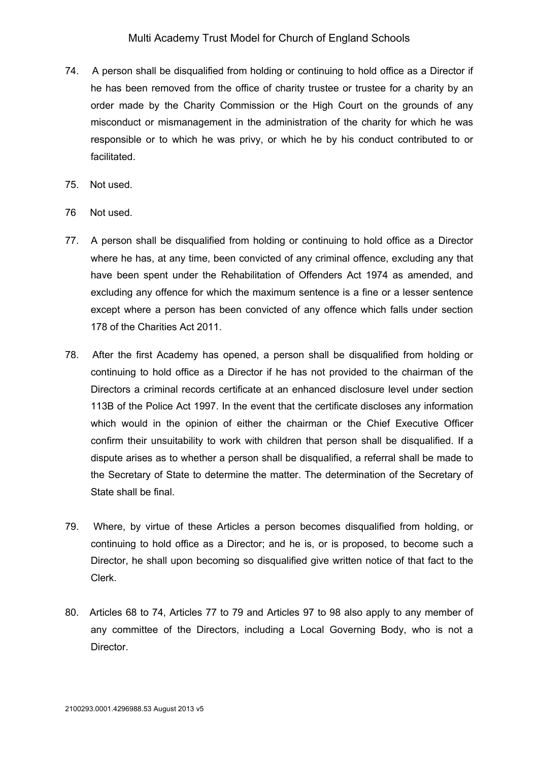74. A person shall be disqualified from holding or continuing to hold office as a Director if he has been removed from the office of charity trustee or trustee for a charity by an order made by the Charity Commission or the High Court on the grounds of any misconduct or mismanagement in the administration of the charity for which he was responsible or to which he was privy, or which he by his conduct contributed to or facilitated.

75. Not used.

76 Not used.

77. A person shall be disqualified from holding or continuing to hold office as a Director where he has, at any time, been convicted of any criminal offence, excluding any that have been spent under the Rehabilitation of Offenders Act 1974 as amended, and excluding any offence for which the maximum sentence is a fine or a lesser sentence except where a person has been convicted of any offence which falls under section 178 of the Charities Act 2011.

78. After the first Academy has opened, a person shall be disqualified from holding or continuing to hold office as a Director if he has not provided to the chairman of the Directors a criminal records certificate at an enhanced disclosure level under section 113B of the Police Act 1997. In the event that the certificate discloses any information which would in the opinion of either the chairman or the Chief Executive Officer confirm their unsuitability to work with children that person shall be disqualified. If a dispute arises as to whether a person shall be disqualified, a referral shall be made to the Secretary of State to determine the matter. The determination of the Secretary of State shall be final.

79. Where, by virtue of these Articles a person becomes disqualified from holding, or continuing to hold office as a Director; and he is, or is proposed, to become such a Director, he shall upon becoming so disqualified give written notice of that fact to the Clerk.

80. Articles 68 to 74, Articles 77 to 79 and Articles 97 to 98 also apply to any member of any committee of the Directors, including a Local Governing Body, who is not a Director.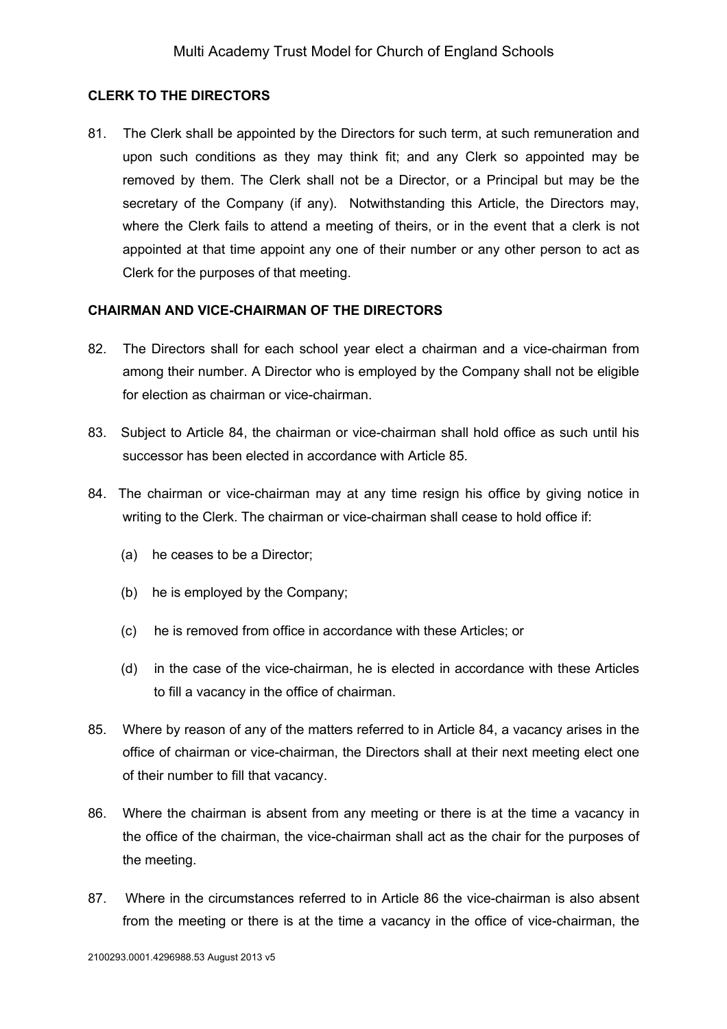**CLERK TO THE DIRECTORS**

81. The Clerk shall be appointed by the Directors for such term, at such remuneration and upon such conditions as they may think fit; and any Clerk so appointed may be removed by them. The Clerk shall not be a Director, or a Principal but may be the secretary of the Company (if any). Notwithstanding this Article, the Directors may, where the Clerk fails to attend a meeting of theirs, or in the event that a clerk is not appointed at that time appoint any one of their number or any other person to act as Clerk for the purposes of that meeting.

**CHAIRMAN AND VICE-CHAIRMAN OF THE DIRECTORS**

82. The Directors shall for each school year elect a chairman and a vice-chairman from among their number. A Director who is employed by the Company shall not be eligible for election as chairman or vice-chairman.

83. Subject to Article 84, the chairman or vice-chairman shall hold office as such until his successor has been elected in accordance with Article 85.

84. The chairman or vice-chairman may at any time resign his office by giving notice in writing to the Clerk. The chairman or vice-chairman shall cease to hold office if:

 (a) he ceases to be a Director;

 (b) he is employed by the Company;

 (c) he is removed from office in accordance with these Articles; or

 (d) in the case of the vice-chairman, he is elected in accordance with these Articles to fill a vacancy in the office of chairman.

85. Where by reason of any of the matters referred to in Article 84, a vacancy arises in the office of chairman or vice-chairman, the Directors shall at their next meeting elect one of their number to fill that vacancy.

86. Where the chairman is absent from any meeting or there is at the time a vacancy in the office of the chairman, the vice-chairman shall act as the chair for the purposes of the meeting.

87. Where in the circumstances referred to in Article 86 the vice-chairman is also absent from the meeting or there is at the time a vacancy in the office of vice-chairman, the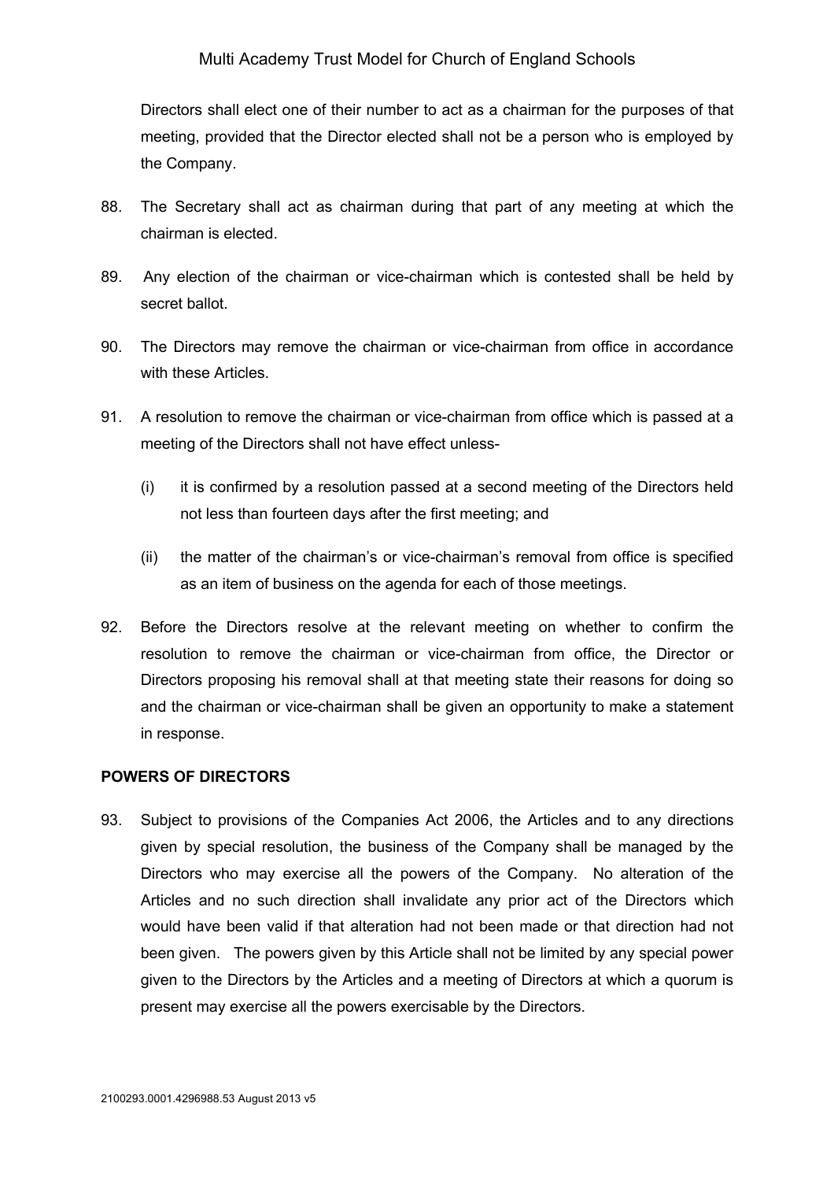Directors shall elect one of their number to act as a chairman for the purposes of that meeting, provided that the Director elected shall not be a person who is employed by the Company.

88. The Secretary shall act as chairman during that part of any meeting at which the chairman is elected.

89. Any election of the chairman or vice-chairman which is contested shall be held by secret ballot.

90. The Directors may remove the chairman or vice-chairman from office in accordance with these Articles.

91. A resolution to remove the chairman or vice-chairman from office which is passed at a meeting of the Directors shall not have effect unless-

    (i) it is confirmed by a resolution passed at a second meeting of the Directors held not less than fourteen days after the first meeting; and

    (ii) the matter of the chairman's or vice-chairman's removal from office is specified as an item of business on the agenda for each of those meetings.

92. Before the Directors resolve at the relevant meeting on whether to confirm the resolution to remove the chairman or vice-chairman from office, the Director or Directors proposing his removal shall at that meeting state their reasons for doing so and the chairman or vice-chairman shall be given an opportunity to make a statement in response.

**POWERS OF DIRECTORS**

93. Subject to provisions of the Companies Act 2006, the Articles and to any directions given by special resolution, the business of the Company shall be managed by the Directors who may exercise all the powers of the Company. No alteration of the Articles and no such direction shall invalidate any prior act of the Directors which would have been valid if that alteration had not been made or that direction had not been given. The powers given by this Article shall not be limited by any special power given to the Directors by the Articles and a meeting of Directors at which a quorum is present may exercise all the powers exercisable by the Directors.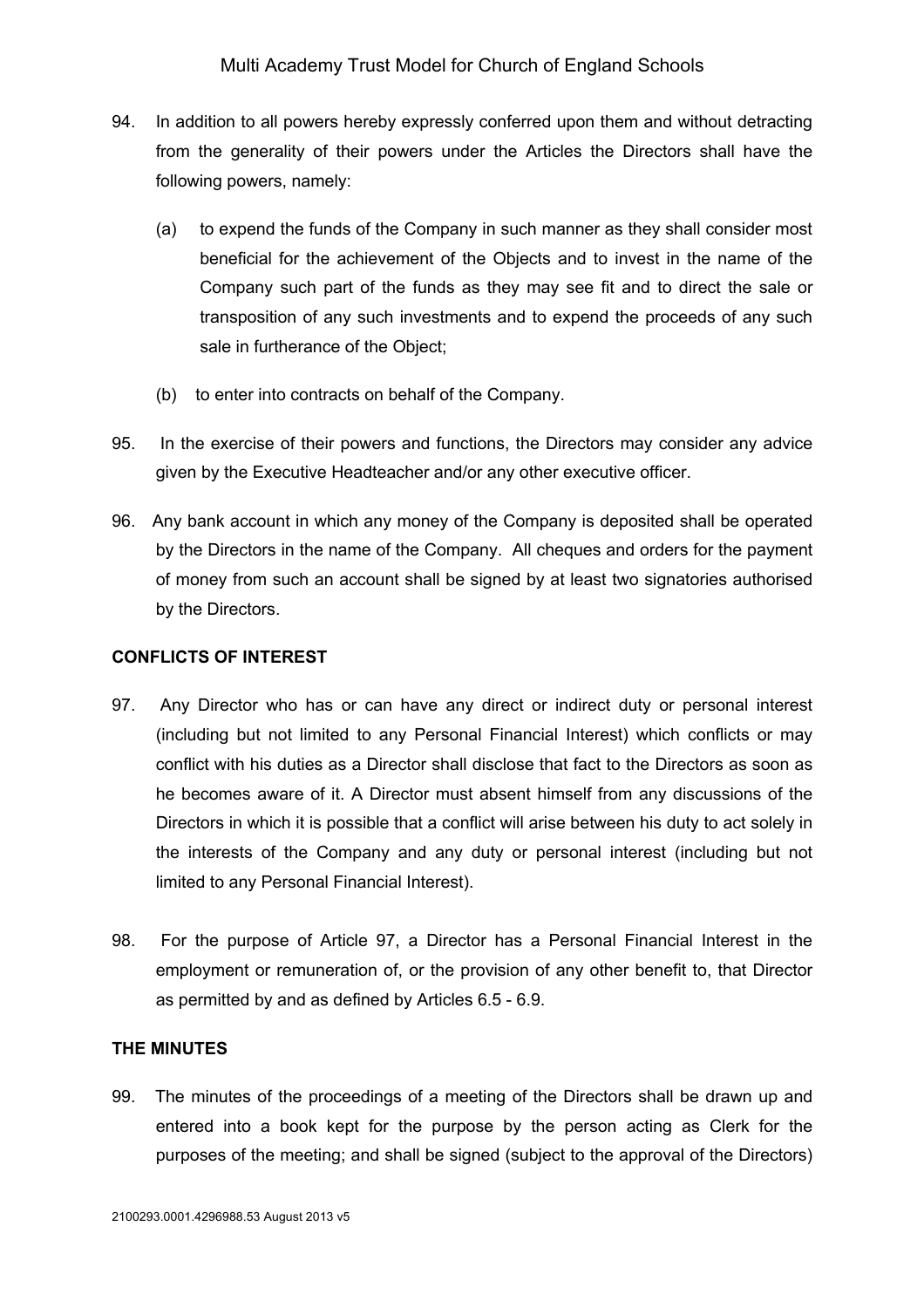94. In addition to all powers hereby expressly conferred upon them and without detracting from the generality of their powers under the Articles the Directors shall have the following powers, namely:

    (a) to expend the funds of the Company in such manner as they shall consider most beneficial for the achievement of the Objects and to invest in the name of the Company such part of the funds as they may see fit and to direct the sale or transposition of any such investments and to expend the proceeds of any such sale in furtherance of the Object;

    (b) to enter into contracts on behalf of the Company.

95. In the exercise of their powers and functions, the Directors may consider any advice given by the Executive Headteacher and/or any other executive officer.

96. Any bank account in which any money of the Company is deposited shall be operated by the Directors in the name of the Company. All cheques and orders for the payment of money from such an account shall be signed by at least two signatories authorised by the Directors.

**CONFLICTS OF INTEREST**

97. Any Director who has or can have any direct or indirect duty or personal interest (including but not limited to any Personal Financial Interest) which conflicts or may conflict with his duties as a Director shall disclose that fact to the Directors as soon as he becomes aware of it. A Director must absent himself from any discussions of the Directors in which it is possible that a conflict will arise between his duty to act solely in the interests of the Company and any duty or personal interest (including but not limited to any Personal Financial Interest).

98. For the purpose of Article 97, a Director has a Personal Financial Interest in the employment or remuneration of, or the provision of any other benefit to, that Director as permitted by and as defined by Articles 6.5 - 6.9.

**THE MINUTES**

99. The minutes of the proceedings of a meeting of the Directors shall be drawn up and entered into a book kept for the purpose by the person acting as Clerk for the purposes of the meeting; and shall be signed (subject to the approval of the Directors)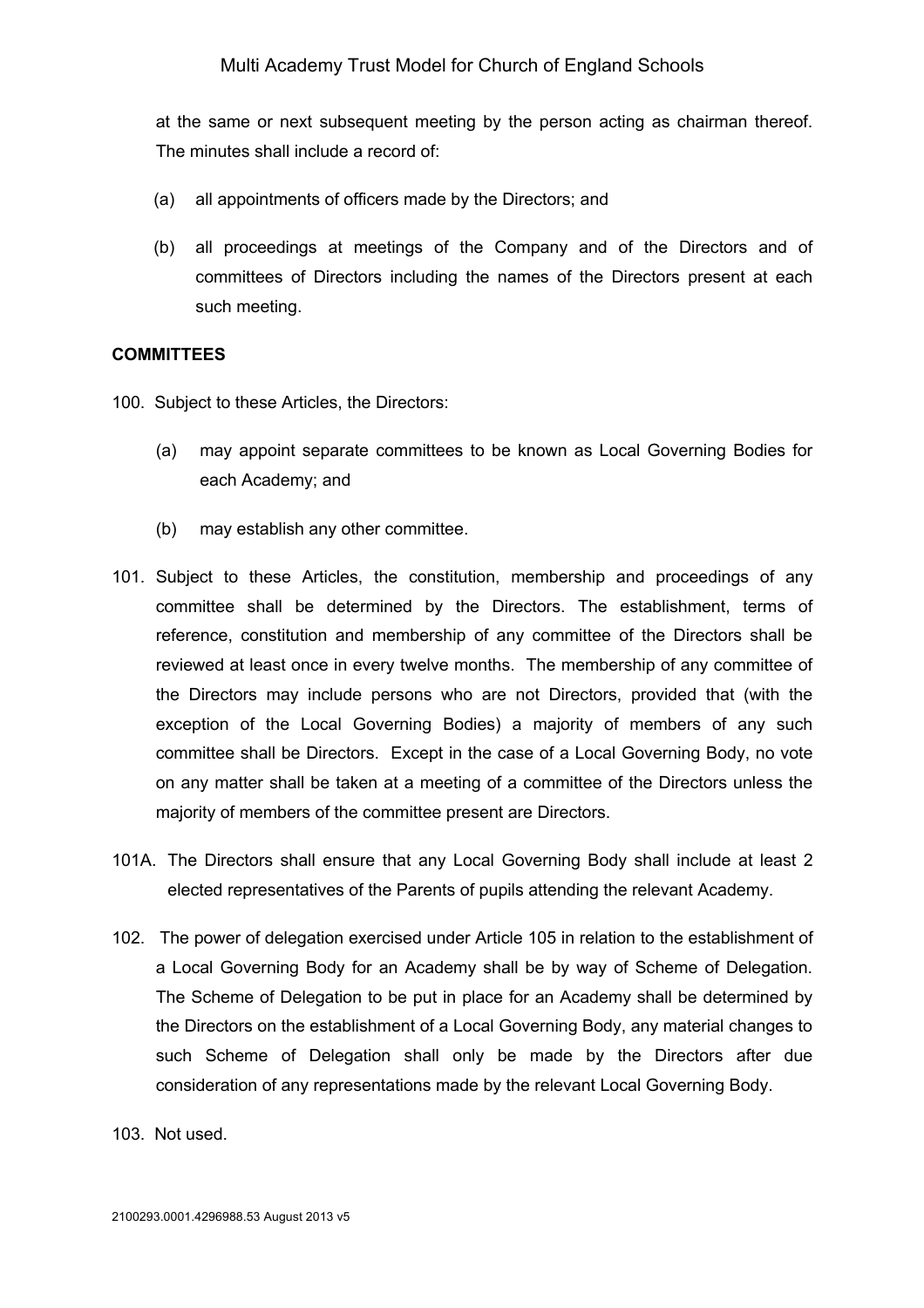at the same or next subsequent meeting by the person acting as chairman thereof. The minutes shall include a record of:

(a) all appointments of officers made by the Directors; and

(b) all proceedings at meetings of the Company and of the Directors and of committees of Directors including the names of the Directors present at each such meeting.

**COMMITTEES**

100. Subject to these Articles, the Directors:

(a) may appoint separate committees to be known as Local Governing Bodies for each Academy; and

(b) may establish any other committee.

101. Subject to these Articles, the constitution, membership and proceedings of any committee shall be determined by the Directors. The establishment, terms of reference, constitution and membership of any committee of the Directors shall be reviewed at least once in every twelve months. The membership of any committee of the Directors may include persons who are not Directors, provided that (with the exception of the Local Governing Bodies) a majority of members of any such committee shall be Directors. Except in the case of a Local Governing Body, no vote on any matter shall be taken at a meeting of a committee of the Directors unless the majority of members of the committee present are Directors.

101A. The Directors shall ensure that any Local Governing Body shall include at least 2 elected representatives of the Parents of pupils attending the relevant Academy.

102. The power of delegation exercised under Article 105 in relation to the establishment of a Local Governing Body for an Academy shall be by way of Scheme of Delegation. The Scheme of Delegation to be put in place for an Academy shall be determined by the Directors on the establishment of a Local Governing Body, any material changes to such Scheme of Delegation shall only be made by the Directors after due consideration of any representations made by the relevant Local Governing Body.

103. Not used.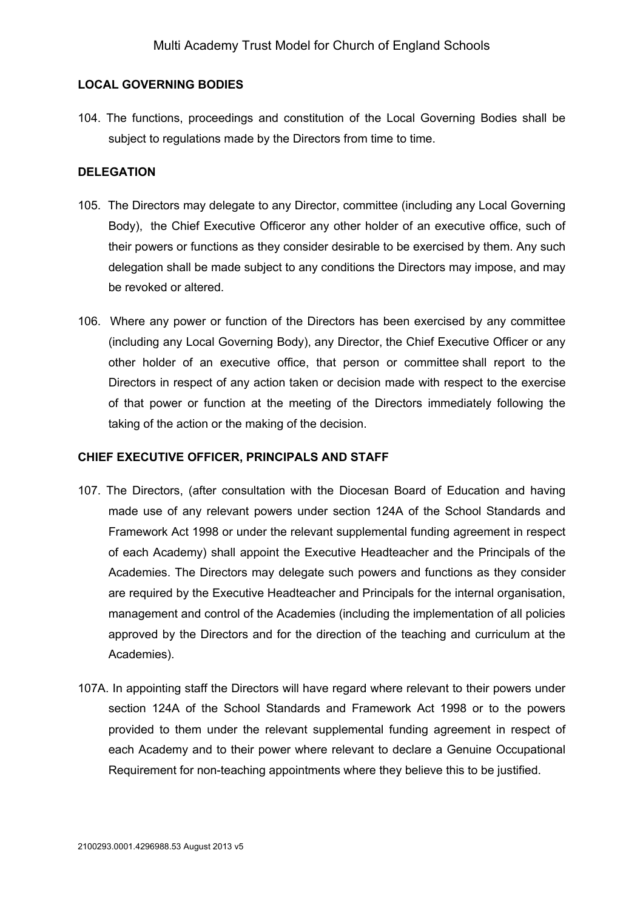## LOCAL GOVERNING BODIES

104. The functions, proceedings and constitution of the Local Governing Bodies shall be subject to regulations made by the Directors from time to time.

## DELEGATION

105. The Directors may delegate to any Director, committee (including any Local Governing Body), the Chief Executive Officeror any other holder of an executive office, such of their powers or functions as they consider desirable to be exercised by them. Any such delegation shall be made subject to any conditions the Directors may impose, and may be revoked or altered.

106. Where any power or function of the Directors has been exercised by any committee (including any Local Governing Body), any Director, the Chief Executive Officer or any other holder of an executive office, that person or committee shall report to the Directors in respect of any action taken or decision made with respect to the exercise of that power or function at the meeting of the Directors immediately following the taking of the action or the making of the decision.

## CHIEF EXECUTIVE OFFICER, PRINCIPALS AND STAFF

107. The Directors, (after consultation with the Diocesan Board of Education and having made use of any relevant powers under section 124A of the School Standards and Framework Act 1998 or under the relevant supplemental funding agreement in respect of each Academy) shall appoint the Executive Headteacher and the Principals of the Academies. The Directors may delegate such powers and functions as they consider are required by the Executive Headteacher and Principals for the internal organisation, management and control of the Academies (including the implementation of all policies approved by the Directors and for the direction of the teaching and curriculum at the Academies).

107A. In appointing staff the Directors will have regard where relevant to their powers under section 124A of the School Standards and Framework Act 1998 or to the powers provided to them under the relevant supplemental funding agreement in respect of each Academy and to their power where relevant to declare a Genuine Occupational Requirement for non-teaching appointments where they believe this to be justified.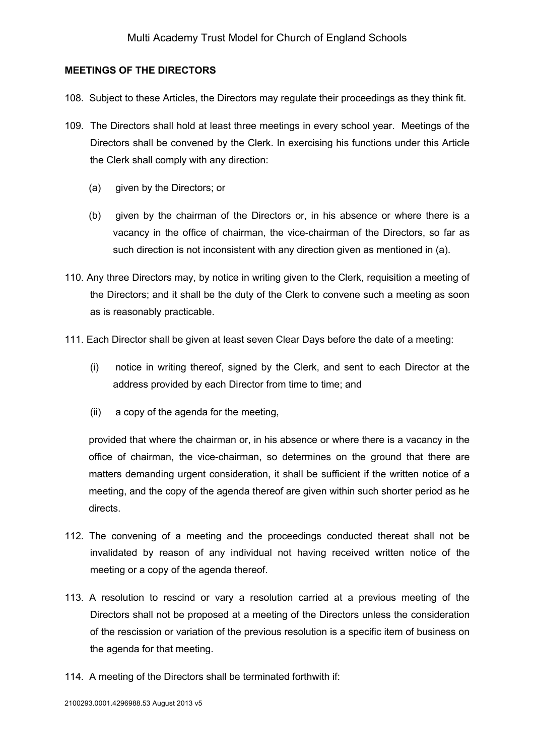**MEETINGS OF THE DIRECTORS**

108. Subject to these Articles, the Directors may regulate their proceedings as they think fit.

109. The Directors shall hold at least three meetings in every school year. Meetings of the Directors shall be convened by the Clerk. In exercising his functions under this Article the Clerk shall comply with any direction:

    (a) given by the Directors; or

    (b) given by the chairman of the Directors or, in his absence or where there is a vacancy in the office of chairman, the vice-chairman of the Directors, so far as such direction is not inconsistent with any direction given as mentioned in (a).

110. Any three Directors may, by notice in writing given to the Clerk, requisition a meeting of the Directors; and it shall be the duty of the Clerk to convene such a meeting as soon as is reasonably practicable.

111. Each Director shall be given at least seven Clear Days before the date of a meeting:

    (i) notice in writing thereof, signed by the Clerk, and sent to each Director at the address provided by each Director from time to time; and

    (ii) a copy of the agenda for the meeting,

    provided that where the chairman or, in his absence or where there is a vacancy in the office of chairman, the vice-chairman, so determines on the ground that there are matters demanding urgent consideration, it shall be sufficient if the written notice of a meeting, and the copy of the agenda thereof are given within such shorter period as he directs.

112. The convening of a meeting and the proceedings conducted thereat shall not be invalidated by reason of any individual not having received written notice of the meeting or a copy of the agenda thereof.

113. A resolution to rescind or vary a resolution carried at a previous meeting of the Directors shall not be proposed at a meeting of the Directors unless the consideration of the rescission or variation of the previous resolution is a specific item of business on the agenda for that meeting.

114. A meeting of the Directors shall be terminated forthwith if: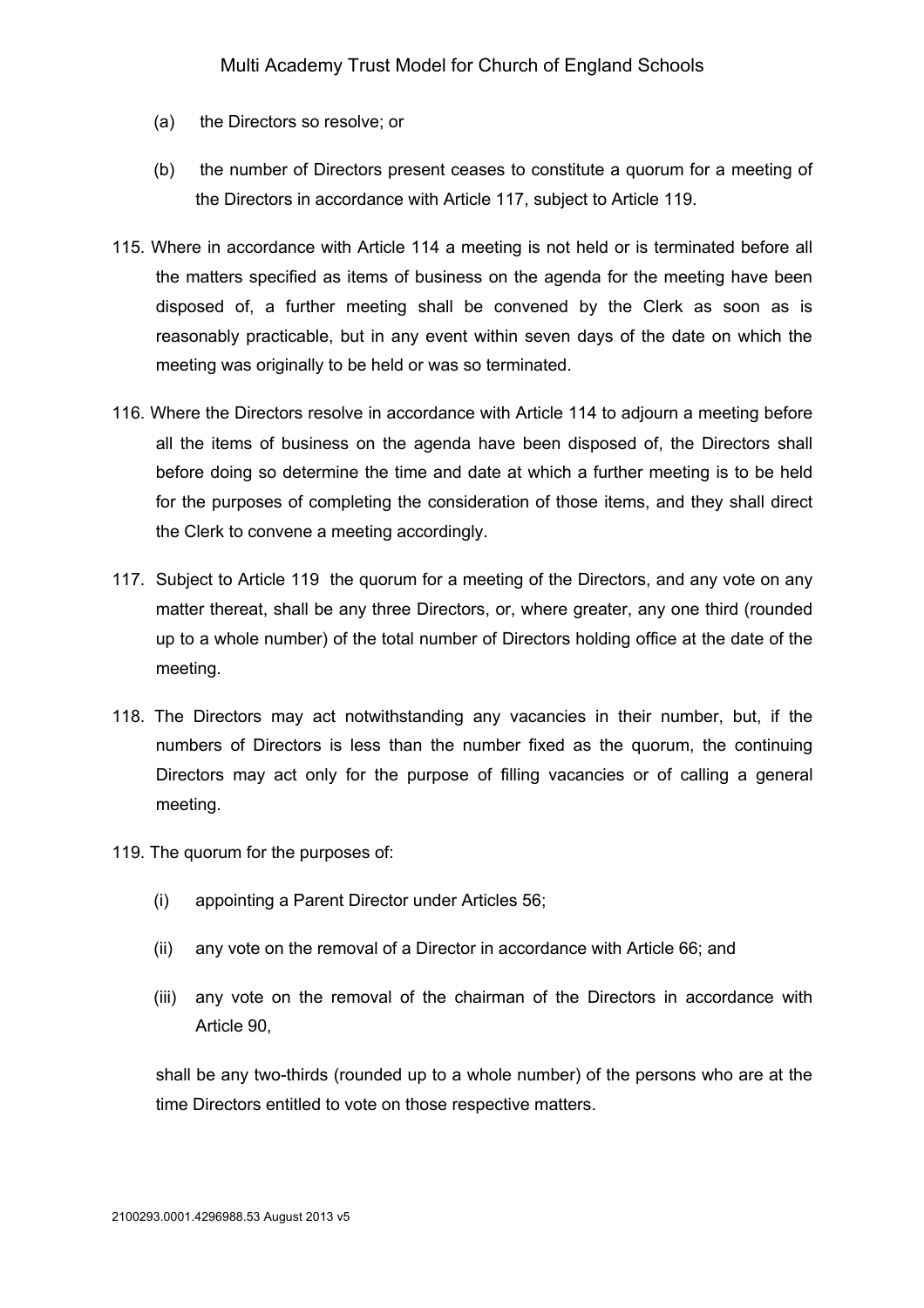(a) the Directors so resolve; or

(b) the number of Directors present ceases to constitute a quorum for a meeting of the Directors in accordance with Article 117, subject to Article 119.

115. Where in accordance with Article 114 a meeting is not held or is terminated before all the matters specified as items of business on the agenda for the meeting have been disposed of, a further meeting shall be convened by the Clerk as soon as is reasonably practicable, but in any event within seven days of the date on which the meeting was originally to be held or was so terminated.

116. Where the Directors resolve in accordance with Article 114 to adjourn a meeting before all the items of business on the agenda have been disposed of, the Directors shall before doing so determine the time and date at which a further meeting is to be held for the purposes of completing the consideration of those items, and they shall direct the Clerk to convene a meeting accordingly.

117. Subject to Article 119 the quorum for a meeting of the Directors, and any vote on any matter thereat, shall be any three Directors, or, where greater, any one third (rounded up to a whole number) of the total number of Directors holding office at the date of the meeting.

118. The Directors may act notwithstanding any vacancies in their number, but, if the numbers of Directors is less than the number fixed as the quorum, the continuing Directors may act only for the purpose of filling vacancies or of calling a general meeting.

119. The quorum for the purposes of:

(i) appointing a Parent Director under Articles 56;

(ii) any vote on the removal of a Director in accordance with Article 66; and

(iii) any vote on the removal of the chairman of the Directors in accordance with Article 90,

shall be any two-thirds (rounded up to a whole number) of the persons who are at the time Directors entitled to vote on those respective matters.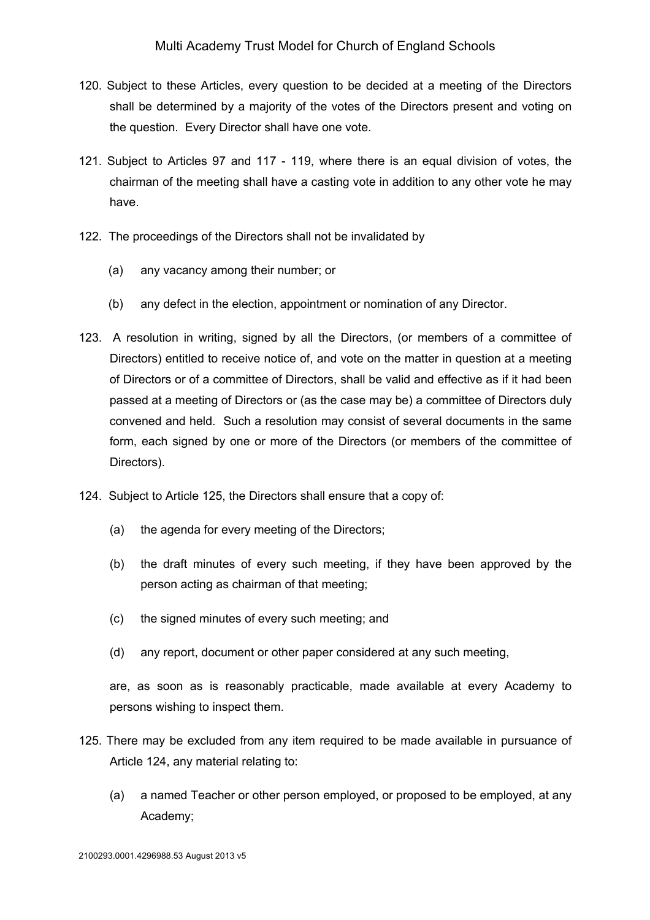120. Subject to these Articles, every question to be decided at a meeting of the Directors shall be determined by a majority of the votes of the Directors present and voting on the question. Every Director shall have one vote.

121. Subject to Articles 97 and 117 - 119, where there is an equal division of votes, the chairman of the meeting shall have a casting vote in addition to any other vote he may have.

122. The proceedings of the Directors shall not be invalidated by

    (a) any vacancy among their number; or

    (b) any defect in the election, appointment or nomination of any Director.

123. A resolution in writing, signed by all the Directors, (or members of a committee of Directors) entitled to receive notice of, and vote on the matter in question at a meeting of Directors or of a committee of Directors, shall be valid and effective as if it had been passed at a meeting of Directors or (as the case may be) a committee of Directors duly convened and held. Such a resolution may consist of several documents in the same form, each signed by one or more of the Directors (or members of the committee of Directors).

124. Subject to Article 125, the Directors shall ensure that a copy of:

    (a) the agenda for every meeting of the Directors;

    (b) the draft minutes of every such meeting, if they have been approved by the person acting as chairman of that meeting;

    (c) the signed minutes of every such meeting; and

    (d) any report, document or other paper considered at any such meeting,

    are, as soon as is reasonably practicable, made available at every Academy to persons wishing to inspect them.

125. There may be excluded from any item required to be made available in pursuance of Article 124, any material relating to:

    (a) a named Teacher or other person employed, or proposed to be employed, at any Academy;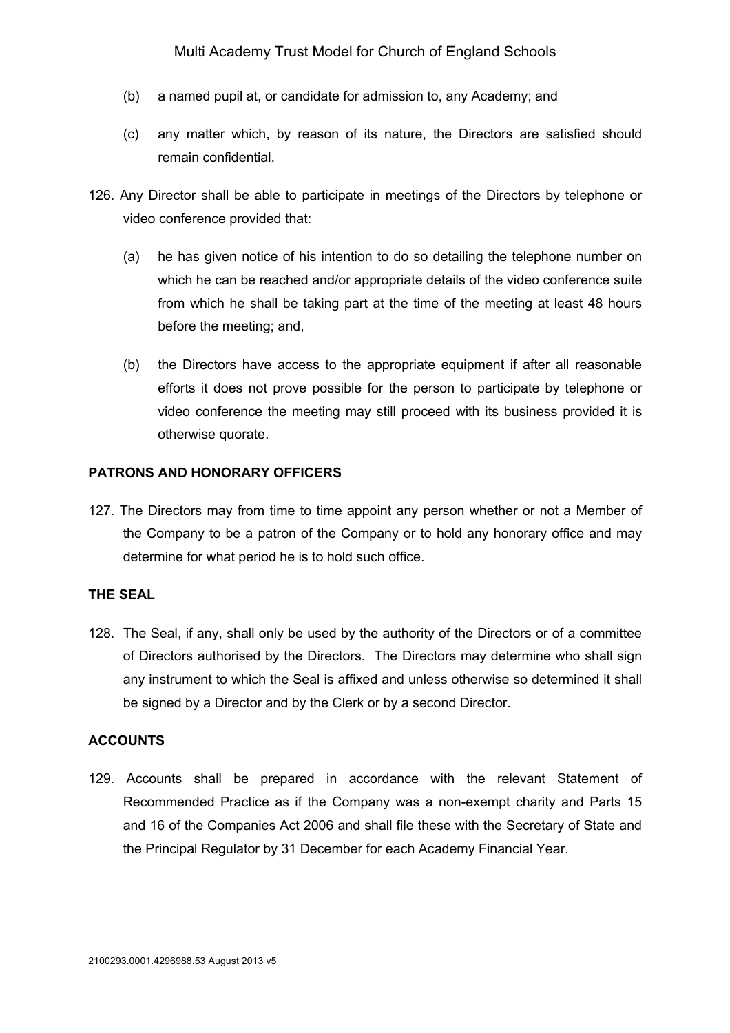(b) a named pupil at, or candidate for admission to, any Academy; and

(c) any matter which, by reason of its nature, the Directors are satisfied should remain confidential.

126. Any Director shall be able to participate in meetings of the Directors by telephone or video conference provided that:

(a) he has given notice of his intention to do so detailing the telephone number on which he can be reached and/or appropriate details of the video conference suite from which he shall be taking part at the time of the meeting at least 48 hours before the meeting; and,

(b) the Directors have access to the appropriate equipment if after all reasonable efforts it does not prove possible for the person to participate by telephone or video conference the meeting may still proceed with its business provided it is otherwise quorate.

**PATRONS AND HONORARY OFFICERS**

127. The Directors may from time to time appoint any person whether or not a Member of the Company to be a patron of the Company or to hold any honorary office and may determine for what period he is to hold such office.

**THE SEAL**

128. The Seal, if any, shall only be used by the authority of the Directors or of a committee of Directors authorised by the Directors. The Directors may determine who shall sign any instrument to which the Seal is affixed and unless otherwise so determined it shall be signed by a Director and by the Clerk or by a second Director.

**ACCOUNTS**

129. Accounts shall be prepared in accordance with the relevant Statement of Recommended Practice as if the Company was a non-exempt charity and Parts 15 and 16 of the Companies Act 2006 and shall file these with the Secretary of State and the Principal Regulator by 31 December for each Academy Financial Year.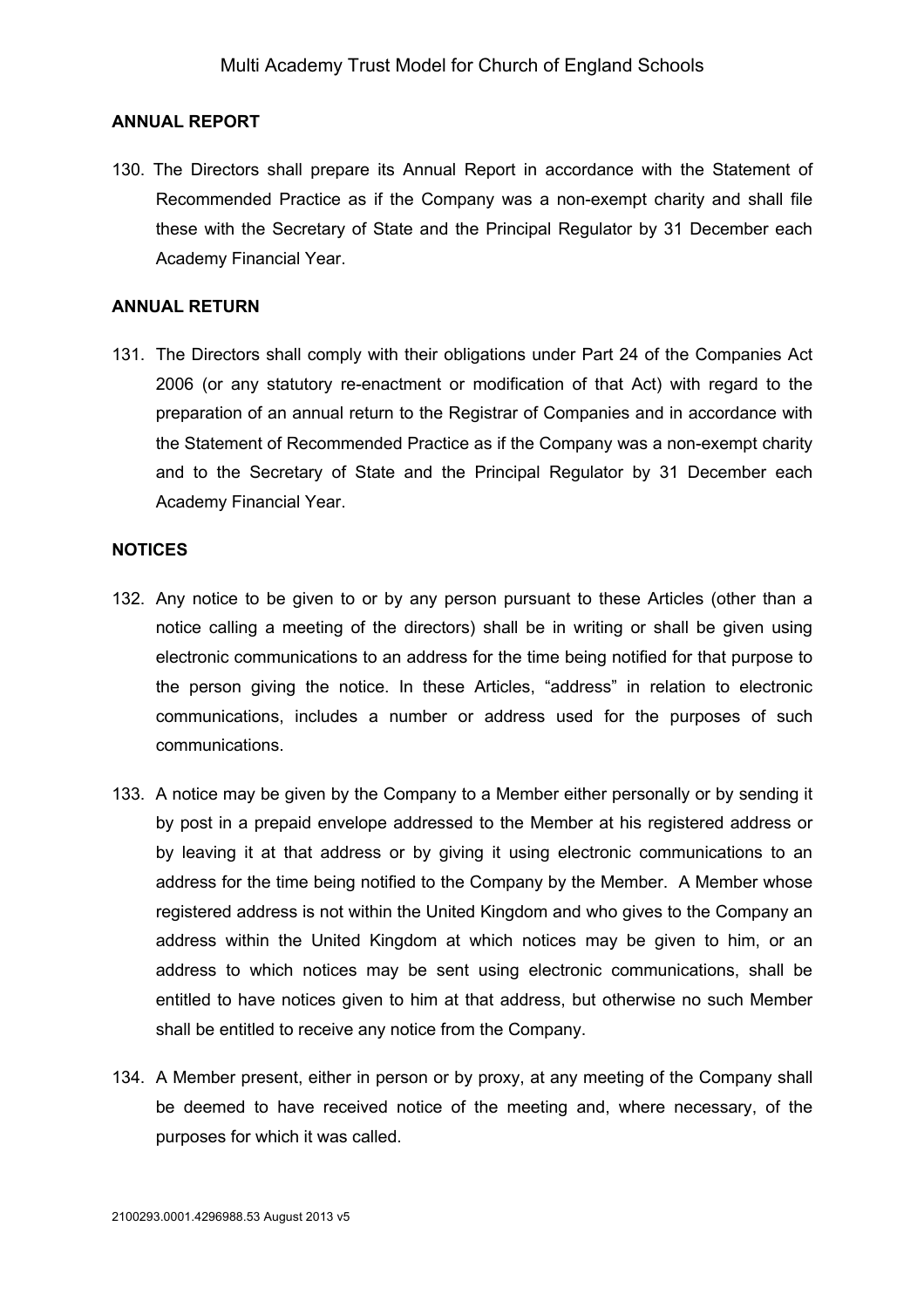## ANNUAL REPORT

130. The Directors shall prepare its Annual Report in accordance with the Statement of Recommended Practice as if the Company was a non-exempt charity and shall file these with the Secretary of State and the Principal Regulator by 31 December each Academy Financial Year.

## ANNUAL RETURN

131. The Directors shall comply with their obligations under Part 24 of the Companies Act 2006 (or any statutory re-enactment or modification of that Act) with regard to the preparation of an annual return to the Registrar of Companies and in accordance with the Statement of Recommended Practice as if the Company was a non-exempt charity and to the Secretary of State and the Principal Regulator by 31 December each Academy Financial Year.

## NOTICES

132. Any notice to be given to or by any person pursuant to these Articles (other than a notice calling a meeting of the directors) shall be in writing or shall be given using electronic communications to an address for the time being notified for that purpose to the person giving the notice. In these Articles, "address" in relation to electronic communications, includes a number or address used for the purposes of such communications.

133. A notice may be given by the Company to a Member either personally or by sending it by post in a prepaid envelope addressed to the Member at his registered address or by leaving it at that address or by giving it using electronic communications to an address for the time being notified to the Company by the Member. A Member whose registered address is not within the United Kingdom and who gives to the Company an address within the United Kingdom at which notices may be given to him, or an address to which notices may be sent using electronic communications, shall be entitled to have notices given to him at that address, but otherwise no such Member shall be entitled to receive any notice from the Company.

134. A Member present, either in person or by proxy, at any meeting of the Company shall be deemed to have received notice of the meeting and, where necessary, of the purposes for which it was called.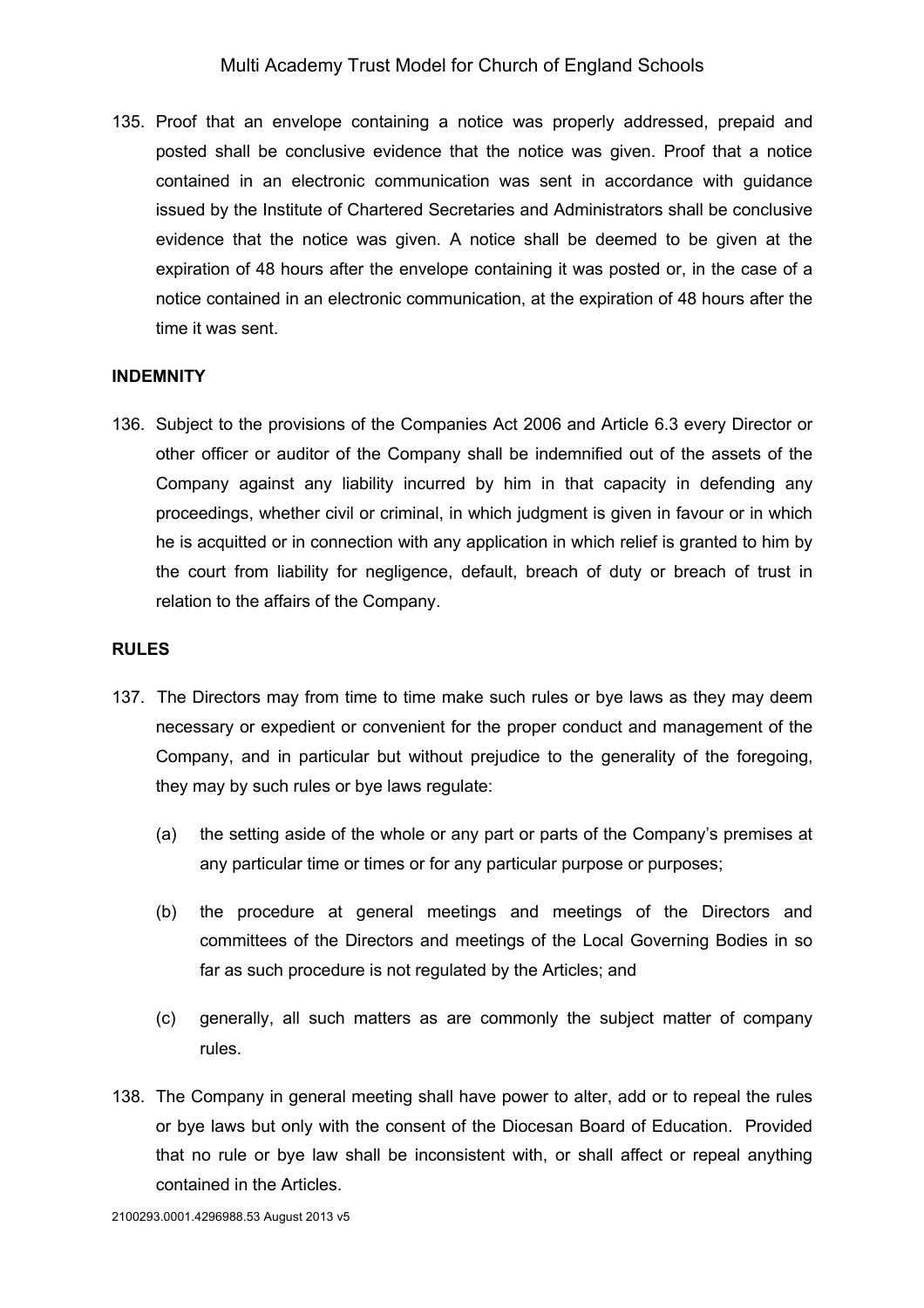135. Proof that an envelope containing a notice was properly addressed, prepaid and posted shall be conclusive evidence that the notice was given. Proof that a notice contained in an electronic communication was sent in accordance with guidance issued by the Institute of Chartered Secretaries and Administrators shall be conclusive evidence that the notice was given. A notice shall be deemed to be given at the expiration of 48 hours after the envelope containing it was posted or, in the case of a notice contained in an electronic communication, at the expiration of 48 hours after the time it was sent.

**INDEMNITY**

136. Subject to the provisions of the Companies Act 2006 and Article 6.3 every Director or other officer or auditor of the Company shall be indemnified out of the assets of the Company against any liability incurred by him in that capacity in defending any proceedings, whether civil or criminal, in which judgment is given in favour or in which he is acquitted or in connection with any application in which relief is granted to him by the court from liability for negligence, default, breach of duty or breach of trust in relation to the affairs of the Company.

**RULES**

137. The Directors may from time to time make such rules or bye laws as they may deem necessary or expedient or convenient for the proper conduct and management of the Company, and in particular but without prejudice to the generality of the foregoing, they may by such rules or bye laws regulate:

    (a) the setting aside of the whole or any part or parts of the Company's premises at any particular time or times or for any particular purpose or purposes;

    (b) the procedure at general meetings and meetings of the Directors and committees of the Directors and meetings of the Local Governing Bodies in so far as such procedure is not regulated by the Articles; and

    (c) generally, all such matters as are commonly the subject matter of company rules.

138. The Company in general meeting shall have power to alter, add or to repeal the rules or bye laws but only with the consent of the Diocesan Board of Education. Provided that no rule or bye law shall be inconsistent with, or shall affect or repeal anything contained in the Articles.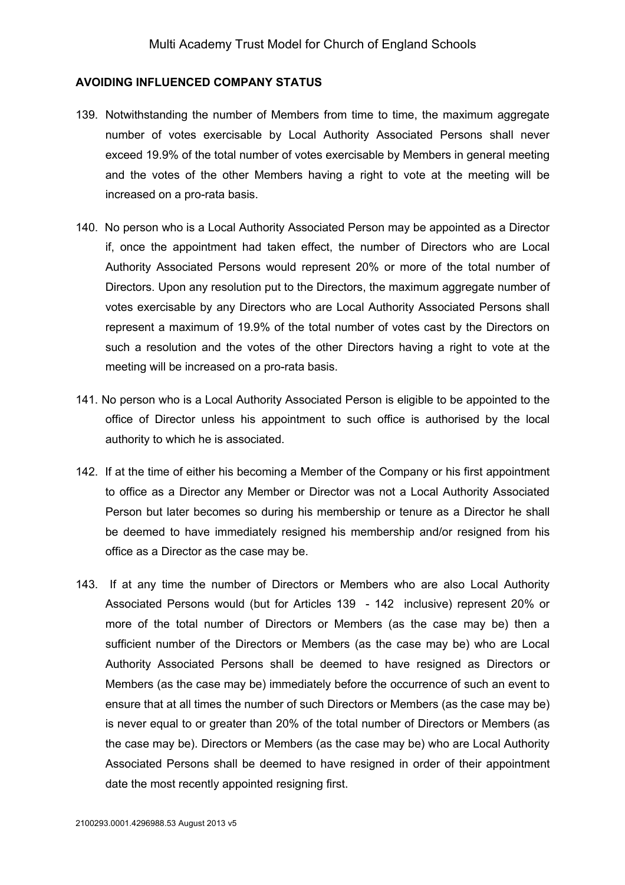**AVOIDING INFLUENCED COMPANY STATUS**

139. Notwithstanding the number of Members from time to time, the maximum aggregate number of votes exercisable by Local Authority Associated Persons shall never exceed 19.9% of the total number of votes exercisable by Members in general meeting and the votes of the other Members having a right to vote at the meeting will be increased on a pro-rata basis.

140. No person who is a Local Authority Associated Person may be appointed as a Director if, once the appointment had taken effect, the number of Directors who are Local Authority Associated Persons would represent 20% or more of the total number of Directors. Upon any resolution put to the Directors, the maximum aggregate number of votes exercisable by any Directors who are Local Authority Associated Persons shall represent a maximum of 19.9% of the total number of votes cast by the Directors on such a resolution and the votes of the other Directors having a right to vote at the meeting will be increased on a pro-rata basis.

141. No person who is a Local Authority Associated Person is eligible to be appointed to the office of Director unless his appointment to such office is authorised by the local authority to which he is associated.

142. If at the time of either his becoming a Member of the Company or his first appointment to office as a Director any Member or Director was not a Local Authority Associated Person but later becomes so during his membership or tenure as a Director he shall be deemed to have immediately resigned his membership and/or resigned from his office as a Director as the case may be.

143. If at any time the number of Directors or Members who are also Local Authority Associated Persons would (but for Articles 139 - 142 inclusive) represent 20% or more of the total number of Directors or Members (as the case may be) then a sufficient number of the Directors or Members (as the case may be) who are Local Authority Associated Persons shall be deemed to have resigned as Directors or Members (as the case may be) immediately before the occurrence of such an event to ensure that at all times the number of such Directors or Members (as the case may be) is never equal to or greater than 20% of the total number of Directors or Members (as the case may be). Directors or Members (as the case may be) who are Local Authority Associated Persons shall be deemed to have resigned in order of their appointment date the most recently appointed resigning first.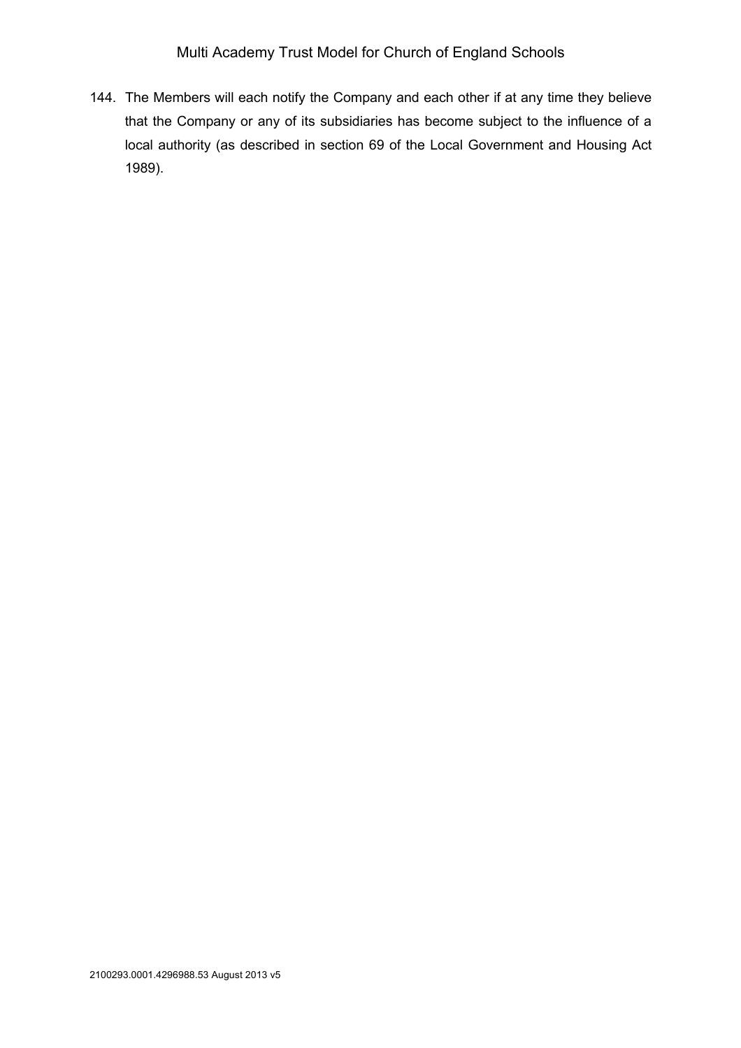144. The Members will each notify the Company and each other if at any time they believe that the Company or any of its subsidiaries has become subject to the influence of a local authority (as described in section 69 of the Local Government and Housing Act 1989).